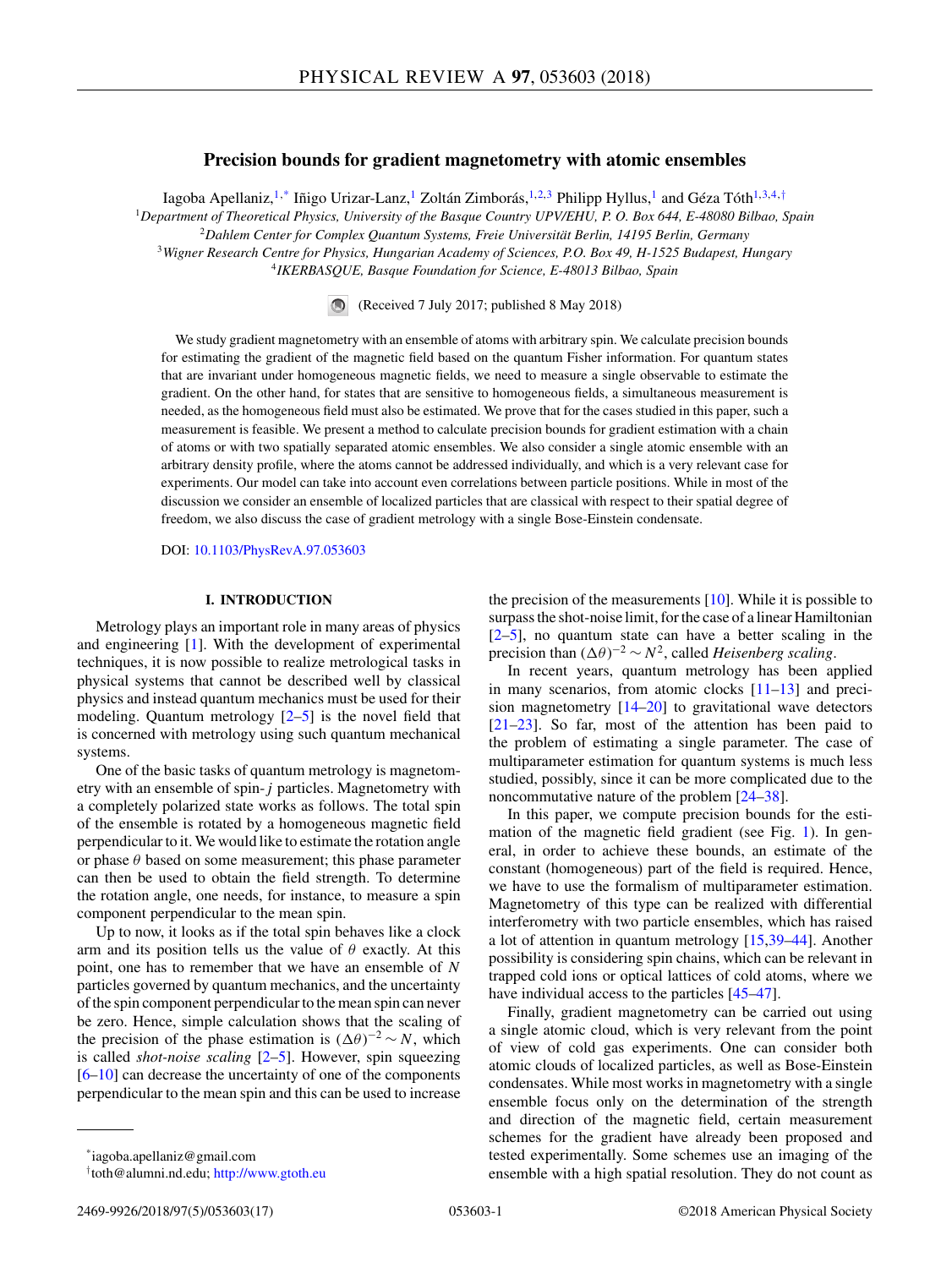# Precision bounds for gradient magnetometry with atomic ensembles

Iagoba Apellaniz,[1,*] Iñigo Urizar-Lanz,[1] Zoltán Zimborás,[1,2,3] Philipp Hyllus,[1] and Géza Tóth[1,3,4,†]

[1]Department of Theoretical Physics, University of the Basque Country UPV/EHU, P. O. Box 644, E-48080 Bilbao, Spain
[2]Dahlem Center for Complex Quantum Systems, Freie Universität Berlin, 14195 Berlin, Germany
[3]Wigner Research Centre for Physics, Hungarian Academy of Sciences, P.O. Box 49, H-1525 Budapest, Hungary
[4]IKERBASQUE, Basque Foundation for Science, E-48013 Bilbao, Spain

(Received 7 July 2017; published 8 May 2018)

We study gradient magnetometry with an ensemble of atoms with arbitrary spin. We calculate precision bounds for estimating the gradient of the magnetic field based on the quantum Fisher information. For quantum states that are invariant under homogeneous magnetic fields, we need to measure a single observable to estimate the gradient. On the other hand, for states that are sensitive to homogeneous fields, a simultaneous measurement is needed, as the homogeneous field must also be estimated. We prove that for the cases studied in this paper, such a measurement is feasible. We present a method to calculate precision bounds for gradient estimation with a chain of atoms or with two spatially separated atomic ensembles. We also consider a single atomic ensemble with an arbitrary density profile, where the atoms cannot be addressed individually, and which is a very relevant case for experiments. Our model can take into account even correlations between particle positions. While in most of the discussion we consider an ensemble of localized particles that are classical with respect to their spatial degree of freedom, we also discuss the case of gradient metrology with a single Bose-Einstein condensate.

DOI: 10.1103/PhysRevA.97.053603

## I. INTRODUCTION

Metrology plays an important role in many areas of physics and engineering [1]. With the development of experimental techniques, it is now possible to realize metrological tasks in physical systems that cannot be described well by classical physics and instead quantum mechanics must be used for their modeling. Quantum metrology [2–5] is the novel field that is concerned with metrology using such quantum mechanical systems.

One of the basic tasks of quantum metrology is magnetometry with an ensemble of spin-$j$ particles. Magnetometry with a completely polarized state works as follows. The total spin of the ensemble is rotated by a homogeneous magnetic field perpendicular to it. We would like to estimate the rotation angle or phase $\theta$ based on some measurement; this phase parameter can then be used to obtain the field strength. To determine the rotation angle, one needs, for instance, to measure a spin component perpendicular to the mean spin.

Up to now, it looks as if the total spin behaves like a clock arm and its position tells us the value of $\theta$ exactly. At this point, one has to remember that we have an ensemble of $N$ particles governed by quantum mechanics, and the uncertainty of the spin component perpendicular to the mean spin can never be zero. Hence, simple calculation shows that the scaling of the precision of the phase estimation is $(\Delta\theta)^{-2} \sim N$, which is called *shot-noise scaling* [2–5]. However, spin squeezing [6–10] can decrease the uncertainty of one of the components perpendicular to the mean spin and this can be used to increase the precision of the measurements [10]. While it is possible to surpass the shot-noise limit, for the case of a linear Hamiltonian [2–5], no quantum state can have a better scaling in the precision than $(\Delta\theta)^{-2} \sim N^2$, called *Heisenberg scaling*.

In recent years, quantum metrology has been applied in many scenarios, from atomic clocks [11–13] and precision magnetometry [14–20] to gravitational wave detectors [21–23]. So far, most of the attention has been paid to the problem of estimating a single parameter. The case of multiparameter estimation for quantum systems is much less studied, possibly, since it can be more complicated due to the noncommutative nature of the problem [24–38].

In this paper, we compute precision bounds for the estimation of the magnetic field gradient (see Fig. 1). In general, in order to achieve these bounds, an estimate of the constant (homogeneous) part of the field is required. Hence, we have to use the formalism of multiparameter estimation. Magnetometry of this type can be realized with differential interferometry with two particle ensembles, which has raised a lot of attention in quantum metrology [15,39–44]. Another possibility is considering spin chains, which can be relevant in trapped cold ions or optical lattices of cold atoms, where we have individual access to the particles [45–47].

Finally, gradient magnetometry can be carried out using a single atomic cloud, which is very relevant from the point of view of cold gas experiments. One can consider both atomic clouds of localized particles, as well as Bose-Einstein condensates. While most works in magnetometry with a single ensemble focus only on the determination of the strength and direction of the magnetic field, certain measurement schemes for the gradient have already been proposed and tested experimentally. Some schemes use an imaging of the ensemble with a high spatial resolution. They do not count as

*iagoba.apellaniz@gmail.com
†toth@alumni.nd.edu; http://www.gtoth.eu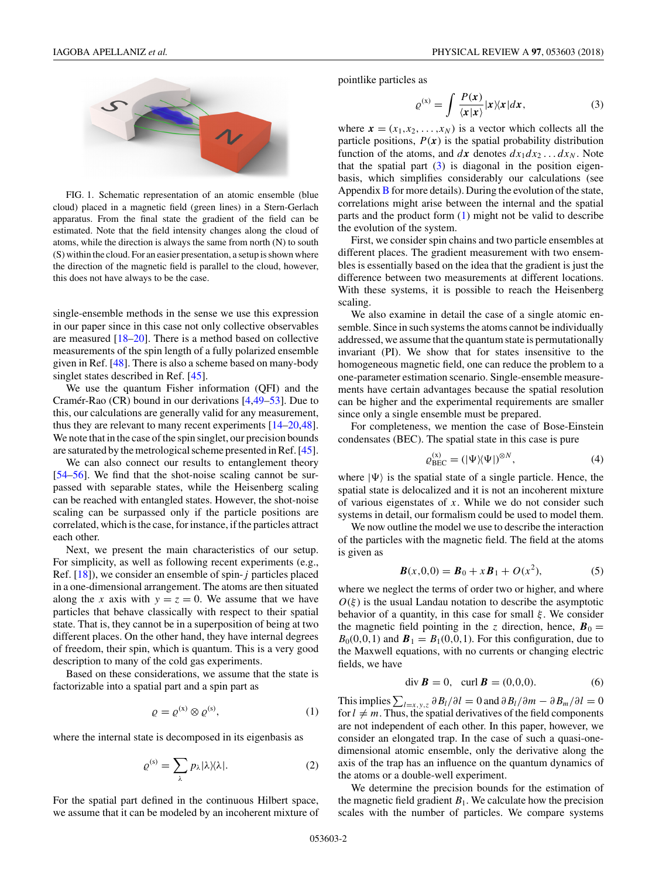FIG. 1. Schematic representation of an atomic ensemble (blue cloud) placed in a magnetic field (green lines) in a Stern-Gerlach apparatus. From the final state the gradient of the field can be estimated. Note that the field intensity changes along the cloud of atoms, while the direction is always the same from north (N) to south (S) within the cloud. For an easier presentation, a setup is shown where the direction of the magnetic field is parallel to the cloud, however, this does not have always to be the case.

single-ensemble methods in the sense we use this expression in our paper since in this case not only collective observables are measured [18–20]. There is a method based on collective measurements of the spin length of a fully polarized ensemble given in Ref. [48]. There is also a scheme based on many-body singlet states described in Ref. [45].

We use the quantum Fisher information (QFI) and the Cramér-Rao (CR) bound in our derivations [4,49–53]. Due to this, our calculations are generally valid for any measurement, thus they are relevant to many recent experiments [14–20,48]. We note that in the case of the spin singlet, our precision bounds are saturated by the metrological scheme presented in Ref. [45].

We can also connect our results to entanglement theory [54–56]. We find that the shot-noise scaling cannot be surpassed with separable states, while the Heisenberg scaling can be reached with entangled states. However, the shot-noise scaling can be surpassed only if the particle positions are correlated, which is the case, for instance, if the particles attract each other.

Next, we present the main characteristics of our setup. For simplicity, as well as following recent experiments (e.g., Ref. [18]), we consider an ensemble of spin-$j$ particles placed in a one-dimensional arrangement. The atoms are then situated along the $x$ axis with $y = z = 0$. We assume that we have particles that behave classically with respect to their spatial state. That is, they cannot be in a superposition of being at two different places. On the other hand, they have internal degrees of freedom, their spin, which is quantum. This is a very good description to many of the cold gas experiments.

Based on these considerations, we assume that the state is factorizable into a spatial part and a spin part as

$$\varrho = \varrho^{(x)} \otimes \varrho^{(s)}, \tag{1}$$

where the internal state is decomposed in its eigenbasis as

$$\varrho^{(s)} = \sum_{\lambda} p_{\lambda} |\lambda\rangle\langle\lambda|. \tag{2}$$

For the spatial part defined in the continuous Hilbert space, we assume that it can be modeled by an incoherent mixture of pointlike particles as

$$\varrho^{(x)} = \int \frac{P(\boldsymbol{x})}{\langle \boldsymbol{x}|\boldsymbol{x}\rangle} |\boldsymbol{x}\rangle\langle\boldsymbol{x}| d\boldsymbol{x}, \tag{3}$$

where $\boldsymbol{x} = (x_1, x_2, \ldots, x_N)$ is a vector which collects all the particle positions, $P(\boldsymbol{x})$ is the spatial probability distribution function of the atoms, and $d\boldsymbol{x}$ denotes $dx_1 dx_2 \ldots dx_N$. Note that the spatial part (3) is diagonal in the position eigenbasis, which simplifies considerably our calculations (see Appendix B for more details). During the evolution of the state, correlations might arise between the internal and the spatial parts and the product form (1) might not be valid to describe the evolution of the system.

First, we consider spin chains and two particle ensembles at different places. The gradient measurement with two ensembles is essentially based on the idea that the gradient is just the difference between two measurements at different locations. With these systems, it is possible to reach the Heisenberg scaling.

We also examine in detail the case of a single atomic ensemble. Since in such systems the atoms cannot be individually addressed, we assume that the quantum state is permutationally invariant (PI). We show that for states insensitive to the homogeneous magnetic field, one can reduce the problem to a one-parameter estimation scenario. Single-ensemble measurements have certain advantages because the spatial resolution can be higher and the experimental requirements are smaller since only a single ensemble must be prepared.

For completeness, we mention the case of Bose-Einstein condensates (BEC). The spatial state in this case is pure

$$\varrho^{(x)}_{\mathrm{BEC}} = (|\Psi\rangle\langle\Psi|)^{\otimes N}, \tag{4}$$

where $|\Psi\rangle$ is the spatial state of a single particle. Hence, the spatial state is delocalized and it is not an incoherent mixture of various eigenstates of $x$. While we do not consider such systems in detail, our formalism could be used to model them.

We now outline the model we use to describe the interaction of the particles with the magnetic field. The field at the atoms is given as

$$\boldsymbol{B}(x,0,0) = \boldsymbol{B}_0 + x\boldsymbol{B}_1 + O(x^2), \tag{5}$$

where we neglect the terms of order two or higher, and where $O(\xi)$ is the usual Landau notation to describe the asymptotic behavior of a quantity, in this case for small $\xi$. We consider the magnetic field pointing in the $z$ direction, hence, $\boldsymbol{B}_0 = B_0(0,0,1)$ and $\boldsymbol{B}_1 = B_1(0,0,1)$. For this configuration, due to the Maxwell equations, with no currents or changing electric fields, we have

$$\operatorname{div} \boldsymbol{B} = 0, \quad \operatorname{curl} \boldsymbol{B} = (0,0,0). \tag{6}$$

This implies $\sum_{l=x,y,z} \partial B_l/\partial l = 0$ and $\partial B_l/\partial m - \partial B_m/\partial l = 0$ for $l \neq m$. Thus, the spatial derivatives of the field components are not independent of each other. In this paper, however, we consider an elongated trap. In the case of such a quasi-one-dimensional atomic ensemble, only the derivative along the axis of the trap has an influence on the quantum dynamics of the atoms or a double-well experiment.

We determine the precision bounds for the estimation of the magnetic field gradient $B_1$. We calculate how the precision scales with the number of particles. We compare systems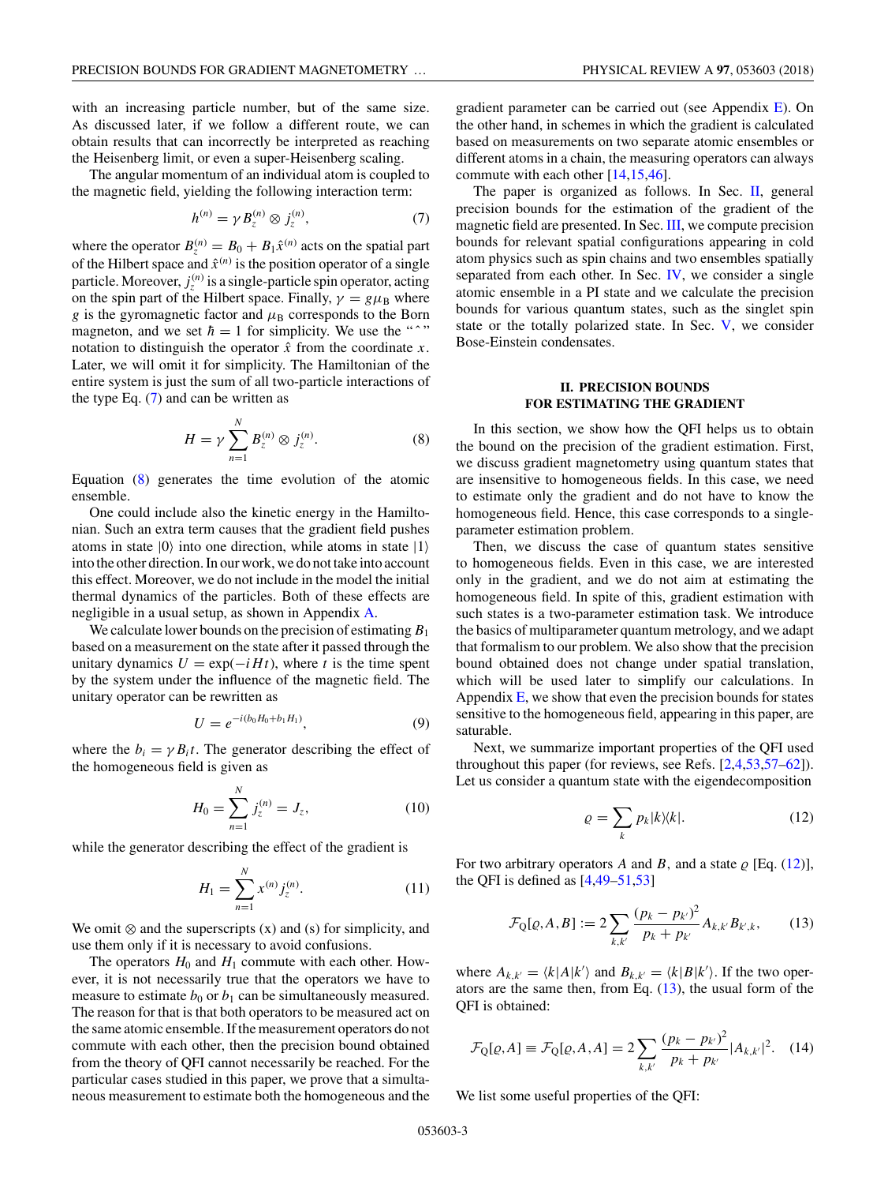with an increasing particle number, but of the same size. As discussed later, if we follow a different route, we can obtain results that can incorrectly be interpreted as reaching the Heisenberg limit, or even a super-Heisenberg scaling.

The angular momentum of an individual atom is coupled to the magnetic field, yielding the following interaction term:

$$h^{(n)} = \gamma B_z^{(n)} \otimes j_z^{(n)}, \tag{7}$$

where the operator $B_z^{(n)} = B_0 + B_1 \hat{x}^{(n)}$ acts on the spatial part of the Hilbert space and $\hat{x}^{(n)}$ is the position operator of a single particle. Moreover, $j_z^{(n)}$ is a single-particle spin operator, acting on the spin part of the Hilbert space. Finally, $\gamma = g\mu_B$ where $g$ is the gyromagnetic factor and $\mu_B$ corresponds to the Born magneton, and we set $\hbar = 1$ for simplicity. We use the "ˆ" notation to distinguish the operator $\hat{x}$ from the coordinate $x$. Later, we will omit it for simplicity. The Hamiltonian of the entire system is just the sum of all two-particle interactions of the type Eq. (7) and can be written as

$$H = \gamma \sum_{n=1}^{N} B_z^{(n)} \otimes j_z^{(n)}. \tag{8}$$

Equation (8) generates the time evolution of the atomic ensemble.

One could include also the kinetic energy in the Hamiltonian. Such an extra term causes that the gradient field pushes atoms in state $|0\rangle$ into one direction, while atoms in state $|1\rangle$ into the other direction. In our work, we do not take into account this effect. Moreover, we do not include in the model the initial thermal dynamics of the particles. Both of these effects are negligible in a usual setup, as shown in Appendix A.

We calculate lower bounds on the precision of estimating $B_1$ based on a measurement on the state after it passed through the unitary dynamics $U = \exp(-iHt)$, where $t$ is the time spent by the system under the influence of the magnetic field. The unitary operator can be rewritten as

$$U = e^{-i(b_0 H_0 + b_1 H_1)}, \tag{9}$$

where the $b_i = \gamma B_i t$. The generator describing the effect of the homogeneous field is given as

$$H_0 = \sum_{n=1}^{N} j_z^{(n)} = J_z, \tag{10}$$

while the generator describing the effect of the gradient is

$$H_1 = \sum_{n=1}^{N} x^{(n)} j_z^{(n)}. \tag{11}$$

We omit $\otimes$ and the superscripts (x) and (s) for simplicity, and use them only if it is necessary to avoid confusions.

The operators $H_0$ and $H_1$ commute with each other. However, it is not necessarily true that the operators we have to measure to estimate $b_0$ or $b_1$ can be simultaneously measured. The reason for that is that both operators to be measured act on the same atomic ensemble. If the measurement operators do not commute with each other, then the precision bound obtained from the theory of QFI cannot necessarily be reached. For the particular cases studied in this paper, we prove that a simultaneous measurement to estimate both the homogeneous and the gradient parameter can be carried out (see Appendix E). On the other hand, in schemes in which the gradient is calculated based on measurements on two separate atomic ensembles or different atoms in a chain, the measuring operators can always commute with each other [14,15,46].

The paper is organized as follows. In Sec. II, general precision bounds for the estimation of the gradient of the magnetic field are presented. In Sec. III, we compute precision bounds for relevant spatial configurations appearing in cold atom physics such as spin chains and two ensembles spatially separated from each other. In Sec. IV, we consider a single atomic ensemble in a PI state and we calculate the precision bounds for various quantum states, such as the singlet spin state or the totally polarized state. In Sec. V, we consider Bose-Einstein condensates.

## II. PRECISION BOUNDS FOR ESTIMATING THE GRADIENT

In this section, we show how the QFI helps us to obtain the bound on the precision of the gradient estimation. First, we discuss gradient magnetometry using quantum states that are insensitive to homogeneous fields. In this case, we need to estimate only the gradient and do not have to know the homogeneous field. Hence, this case corresponds to a single-parameter estimation problem.

Then, we discuss the case of quantum states sensitive to homogeneous fields. Even in this case, we are interested only in the gradient, and we do not aim at estimating the homogeneous field. In spite of this, gradient estimation with such states is a two-parameter estimation task. We introduce the basics of multiparameter quantum metrology, and we adapt that formalism to our problem. We also show that the precision bound obtained does not change under spatial translation, which will be used later to simplify our calculations. In Appendix E, we show that even the precision bounds for states sensitive to the homogeneous field, appearing in this paper, are saturable.

Next, we summarize important properties of the QFI used throughout this paper (for reviews, see Refs. [2,4,53,57–62]). Let us consider a quantum state with the eigendecomposition

$$\varrho = \sum_k p_k |k\rangle\langle k|. \tag{12}$$

For two arbitrary operators $A$ and $B$, and a state $\varrho$ [Eq. (12)], the QFI is defined as [4,49–51,53]

$$\mathcal{F}_Q[\varrho, A, B] := 2\sum_{k,k'} \frac{(p_k - p_{k'})^2}{p_k + p_{k'}} A_{k,k'} B_{k',k}, \tag{13}$$

where $A_{k,k'} = \langle k|A|k'\rangle$ and $B_{k,k'} = \langle k|B|k'\rangle$. If the two operators are the same then, from Eq. (13), the usual form of the QFI is obtained:

$$\mathcal{F}_Q[\varrho, A] \equiv \mathcal{F}_Q[\varrho, A, A] = 2\sum_{k,k'} \frac{(p_k - p_{k'})^2}{p_k + p_{k'}} |A_{k,k'}|^2. \tag{14}$$

We list some useful properties of the QFI: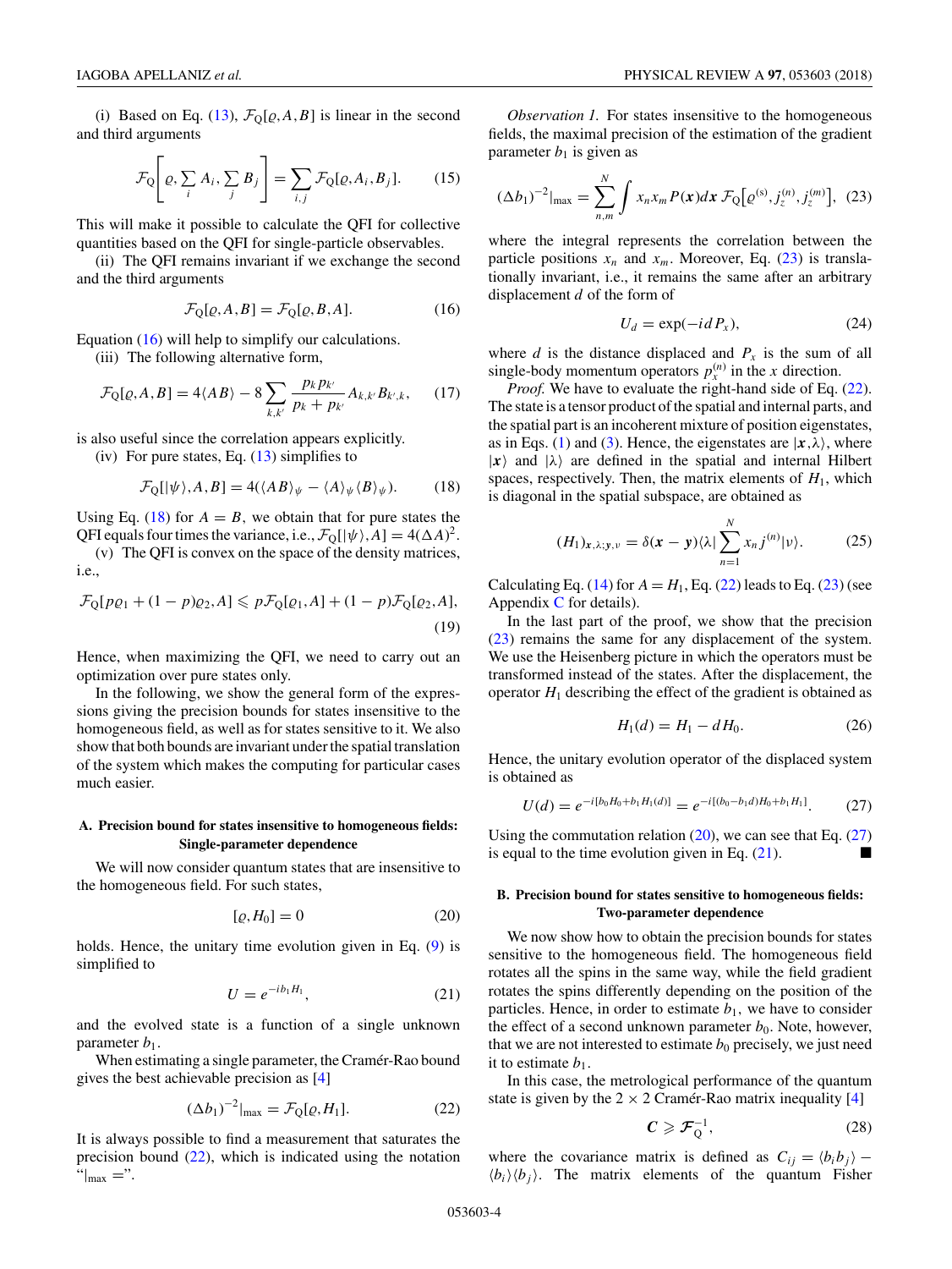(i) Based on Eq. (13), $\mathcal{F}_Q[\varrho, A, B]$ is linear in the second and third arguments

$$\mathcal{F}_Q\left[\varrho, \sum_i A_i, \sum_j B_j\right] = \sum_{i,j} \mathcal{F}_Q[\varrho, A_i, B_j]. \tag{15}$$

This will make it possible to calculate the QFI for collective quantities based on the QFI for single-particle observables.

(ii) The QFI remains invariant if we exchange the second and the third arguments

$$\mathcal{F}_Q[\varrho, A, B] = \mathcal{F}_Q[\varrho, B, A]. \tag{16}$$

Equation (16) will help to simplify our calculations.

(iii) The following alternative form,

$$\mathcal{F}_Q[\varrho, A, B] = 4\langle AB\rangle - 8\sum_{k,k'} \frac{p_k p_{k'}}{p_k + p_{k'}} A_{k,k'} B_{k',k}, \tag{17}$$

is also useful since the correlation appears explicitly.

(iv) For pure states, Eq. (13) simplifies to

$$\mathcal{F}_Q[|\psi\rangle, A, B] = 4(\langle AB\rangle_\psi - \langle A\rangle_\psi \langle B\rangle_\psi). \tag{18}$$

Using Eq. (18) for $A = B$, we obtain that for pure states the QFI equals four times the variance, i.e., $\mathcal{F}_Q[|\psi\rangle, A] = 4(\Delta A)^2$.

(v) The QFI is convex on the space of the density matrices, i.e.,

$$\mathcal{F}_Q[p\varrho_1 + (1-p)\varrho_2, A] \leqslant p\mathcal{F}_Q[\varrho_1, A] + (1-p)\mathcal{F}_Q[\varrho_2, A], \tag{19}$$

Hence, when maximizing the QFI, we need to carry out an optimization over pure states only.

In the following, we show the general form of the expressions giving the precision bounds for states insensitive to the homogeneous field, as well as for states sensitive to it. We also show that both bounds are invariant under the spatial translation of the system which makes the computing for particular cases much easier.

### A. Precision bound for states insensitive to homogeneous fields: Single-parameter dependence

We will now consider quantum states that are insensitive to the homogeneous field. For such states,

$$[\varrho, H_0] = 0 \tag{20}$$

holds. Hence, the unitary time evolution given in Eq. (9) is simplified to

$$U = e^{-ib_1 H_1}, \tag{21}$$

and the evolved state is a function of a single unknown parameter $b_1$.

When estimating a single parameter, the Cramér-Rao bound gives the best achievable precision as [4]

$$(\Delta b_1)^{-2}|_{\max} = \mathcal{F}_Q[\varrho, H_1]. \tag{22}$$

It is always possible to find a measurement that saturates the precision bound (22), which is indicated using the notation "$|_{\max} =$".

*Observation 1.* For states insensitive to the homogeneous fields, the maximal precision of the estimation of the gradient parameter $b_1$ is given as

$$(\Delta b_1)^{-2}|_{\max} = \sum_{n,m}^{N} \int x_n x_m P(\boldsymbol{x}) d\boldsymbol{x}\, \mathcal{F}_Q\big[\varrho^{(s)}, j_z^{(n)}, j_z^{(m)}\big], \tag{23}$$

where the integral represents the correlation between the particle positions $x_n$ and $x_m$. Moreover, Eq. (23) is translationally invariant, i.e., it remains the same after an arbitrary displacement $d$ of the form of

$$U_d = \exp(-idP_x), \tag{24}$$

where $d$ is the distance displaced and $P_x$ is the sum of all single-body momentum operators $p_x^{(n)}$ in the $x$ direction.

*Proof.* We have to evaluate the right-hand side of Eq. (22). The state is a tensor product of the spatial and internal parts, and the spatial part is an incoherent mixture of position eigenstates, as in Eqs. (1) and (3). Hence, the eigenstates are $|\boldsymbol{x}, \lambda\rangle$, where $|\boldsymbol{x}\rangle$ and $|\lambda\rangle$ are defined in the spatial and internal Hilbert spaces, respectively. Then, the matrix elements of $H_1$, which is diagonal in the spatial subspace, are obtained as

$$(H_1)_{\boldsymbol{x},\lambda;\boldsymbol{y},\nu} = \delta(\boldsymbol{x} - \boldsymbol{y})\langle\lambda| \sum_{n=1}^{N} x_n j^{(n)} |\nu\rangle. \tag{25}$$

Calculating Eq. (14) for $A = H_1$, Eq. (22) leads to Eq. (23) (see Appendix C for details).

In the last part of the proof, we show that the precision (23) remains the same for any displacement of the system. We use the Heisenberg picture in which the operators must be transformed instead of the states. After the displacement, the operator $H_1$ describing the effect of the gradient is obtained as

$$H_1(d) = H_1 - dH_0. \tag{26}$$

Hence, the unitary evolution operator of the displaced system is obtained as

$$U(d) = e^{-i[b_0 H_0 + b_1 H_1(d)]} = e^{-i[(b_0 - b_1 d)H_0 + b_1 H_1]}. \tag{27}$$

Using the commutation relation (20), we can see that Eq. (27) is equal to the time evolution given in Eq. (21). ■

### B. Precision bound for states sensitive to homogeneous fields: Two-parameter dependence

We now show how to obtain the precision bounds for states sensitive to the homogeneous field. The homogeneous field rotates all the spins in the same way, while the field gradient rotates the spins differently depending on the position of the particles. Hence, in order to estimate $b_1$, we have to consider the effect of a second unknown parameter $b_0$. Note, however, that we are not interested to estimate $b_0$ precisely, we just need it to estimate $b_1$.

In this case, the metrological performance of the quantum state is given by the $2 \times 2$ Cramér-Rao matrix inequality [4]

$$\boldsymbol{C} \geqslant \boldsymbol{\mathcal{F}}_Q^{-1}, \tag{28}$$

where the covariance matrix is defined as $C_{ij} = \langle b_i b_j\rangle - \langle b_i\rangle\langle b_j\rangle$. The matrix elements of the quantum Fisher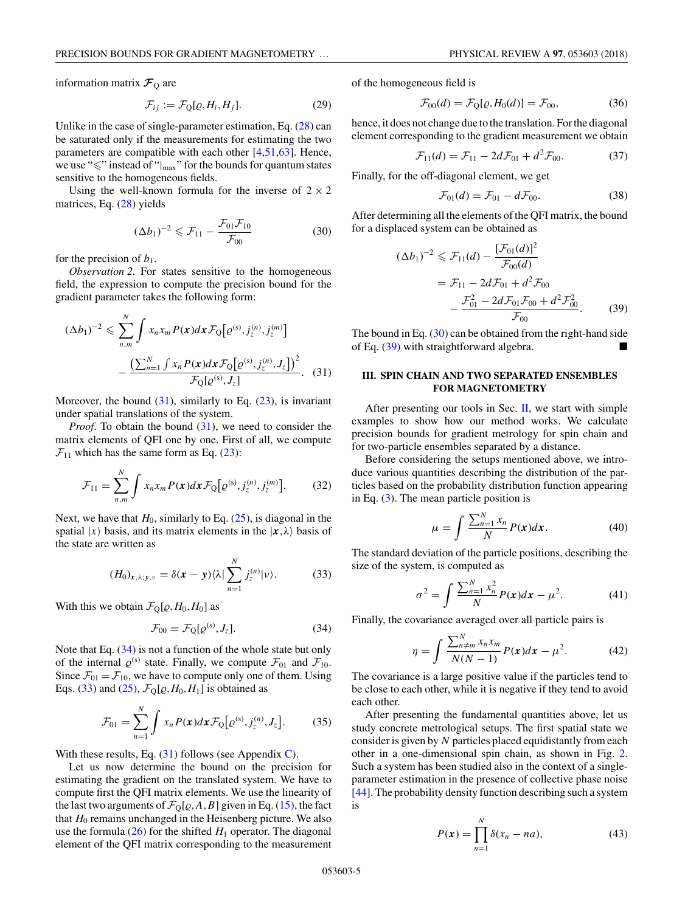information matrix $\boldsymbol{\mathcal{F}}_{\rm Q}$ are

$$\mathcal{F}_{ij} := \mathcal{F}_{\rm Q}[\varrho, H_i, H_j]. \tag{29}$$

Unlike in the case of single-parameter estimation, Eq. (28) can be saturated only if the measurements for estimating the two parameters are compatible with each other [4,51,63]. Hence, we use "$\leqslant$" instead of "$|_{\max}$" for the bounds for quantum states sensitive to the homogeneous fields.

Using the well-known formula for the inverse of $2 \times 2$ matrices, Eq. (28) yields

$$(\Delta b_1)^{-2} \leqslant \mathcal{F}_{11} - \frac{\mathcal{F}_{01}\mathcal{F}_{10}}{\mathcal{F}_{00}} \tag{30}$$

for the precision of $b_1$.

*Observation 2.* For states sensitive to the homogeneous field, the expression to compute the precision bound for the gradient parameter takes the following form:

$$(\Delta b_1)^{-2} \leqslant \sum_{n,m}^{N} \int x_n x_m P(\boldsymbol{x}) d\boldsymbol{x} \mathcal{F}_{\rm Q}\big[\varrho^{(\rm s)}, j_z^{(n)}, j_z^{(m)}\big] - \frac{\big(\sum_{n=1}^{N} \int x_n P(\boldsymbol{x}) d\boldsymbol{x} \mathcal{F}_{\rm Q}\big[\varrho^{(\rm s)}, j_z^{(n)}, J_z\big]\big)^2}{\mathcal{F}_{\rm Q}[\varrho^{(\rm s)}, J_z]}. \tag{31}$$

Moreover, the bound (31), similarly to Eq. (23), is invariant under spatial translations of the system.

*Proof.* To obtain the bound (31), we need to consider the matrix elements of QFI one by one. First of all, we compute $\mathcal{F}_{11}$ which has the same form as Eq. (23):

$$\mathcal{F}_{11} = \sum_{n,m}^{N} \int x_n x_m P(\boldsymbol{x}) d\boldsymbol{x} \mathcal{F}_{\rm Q}\big[\varrho^{(\rm s)}, j_z^{(n)}, j_z^{(m)}\big]. \tag{32}$$

Next, we have that $H_0$, similarly to Eq. (25), is diagonal in the spatial $|x\rangle$ basis, and its matrix elements in the $|\boldsymbol{x},\lambda\rangle$ basis of the state are written as

$$(H_0)_{\boldsymbol{x},\lambda;\boldsymbol{y},\nu} = \delta(\boldsymbol{x} - \boldsymbol{y}) \langle \lambda | \sum_{n=1}^{N} j_z^{(n)} | \nu \rangle. \tag{33}$$

With this we obtain $\mathcal{F}_{\rm Q}[\varrho, H_0, H_0]$ as

$$\mathcal{F}_{00} = \mathcal{F}_{\rm Q}[\varrho^{(\rm s)}, J_z]. \tag{34}$$

Note that Eq. (34) is not a function of the whole state but only of the internal $\varrho^{(\rm s)}$ state. Finally, we compute $\mathcal{F}_{01}$ and $\mathcal{F}_{10}$. Since $\mathcal{F}_{01} = \mathcal{F}_{10}$, we have to compute only one of them. Using Eqs. (33) and (25), $\mathcal{F}_{\rm Q}[\varrho, H_0, H_1]$ is obtained as

$$\mathcal{F}_{01} = \sum_{n=1}^{N} \int x_n P(\boldsymbol{x}) d\boldsymbol{x} \mathcal{F}_{\rm Q}\big[\varrho^{(\rm s)}, j_z^{(n)}, J_z\big]. \tag{35}$$

With these results, Eq. (31) follows (see Appendix C).

Let us now determine the bound on the precision for estimating the gradient on the translated system. We have to compute first the QFI matrix elements. We use the linearity of the last two arguments of $\mathcal{F}_{\rm Q}[\varrho, A, B]$ given in Eq. (15), the fact that $H_0$ remains unchanged in the Heisenberg picture. We also use the formula (26) for the shifted $H_1$ operator. The diagonal element of the QFI matrix corresponding to the measurement of the homogeneous field is

$$\mathcal{F}_{00}(d) = \mathcal{F}_{\rm Q}[\varrho, H_0(d)] = \mathcal{F}_{00}, \tag{36}$$

hence, it does not change due to the translation. For the diagonal element corresponding to the gradient measurement we obtain

$$\mathcal{F}_{11}(d) = \mathcal{F}_{11} - 2d\mathcal{F}_{01} + d^2\mathcal{F}_{00}. \tag{37}$$

Finally, for the off-diagonal element, we get

$$\mathcal{F}_{01}(d) = \mathcal{F}_{01} - d\mathcal{F}_{00}. \tag{38}$$

After determining all the elements of the QFI matrix, the bound for a displaced system can be obtained as

$$\begin{aligned}(\Delta b_1)^{-2} &\leqslant \mathcal{F}_{11}(d) - \frac{[\mathcal{F}_{01}(d)]^2}{\mathcal{F}_{00}(d)} \\ &= \mathcal{F}_{11} - 2d\mathcal{F}_{01} + d^2\mathcal{F}_{00} \\ &\quad - \frac{\mathcal{F}_{01}^2 - 2d\mathcal{F}_{01}\mathcal{F}_{00} + d^2\mathcal{F}_{00}^2}{\mathcal{F}_{00}}.\end{aligned} \tag{39}$$

The bound in Eq. (30) can be obtained from the right-hand side of Eq. (39) with straightforward algebra. ■

## III. SPIN CHAIN AND TWO SEPARATED ENSEMBLES FOR MAGNETOMETRY

After presenting our tools in Sec. II, we start with simple examples to show how our method works. We calculate precision bounds for gradient metrology for spin chain and for two-particle ensembles separated by a distance.

Before considering the setups mentioned above, we introduce various quantities describing the distribution of the particles based on the probability distribution function appearing in Eq. (3). The mean particle position is

$$\mu = \int \frac{\sum_{n=1}^{N} x_n}{N} P(\boldsymbol{x}) d\boldsymbol{x}. \tag{40}$$

The standard deviation of the particle positions, describing the size of the system, is computed as

$$\sigma^2 = \int \frac{\sum_{n=1}^{N} x_n^2}{N} P(\boldsymbol{x}) d\boldsymbol{x} - \mu^2. \tag{41}$$

Finally, the covariance averaged over all particle pairs is

$$\eta = \int \frac{\sum_{n \neq m}^{N} x_n x_m}{N(N-1)} P(\boldsymbol{x}) d\boldsymbol{x} - \mu^2. \tag{42}$$

The covariance is a large positive value if the particles tend to be close to each other, while it is negative if they tend to avoid each other.

After presenting the fundamental quantities above, let us study concrete metrological setups. The first spatial state we consider is given by $N$ particles placed equidistantly from each other in a one-dimensional spin chain, as shown in Fig. 2. Such a system has been studied also in the context of a single-parameter estimation in the presence of collective phase noise [44]. The probability density function describing such a system is

$$P(\boldsymbol{x}) = \prod_{n=1}^{N} \delta(x_n - na), \tag{43}$$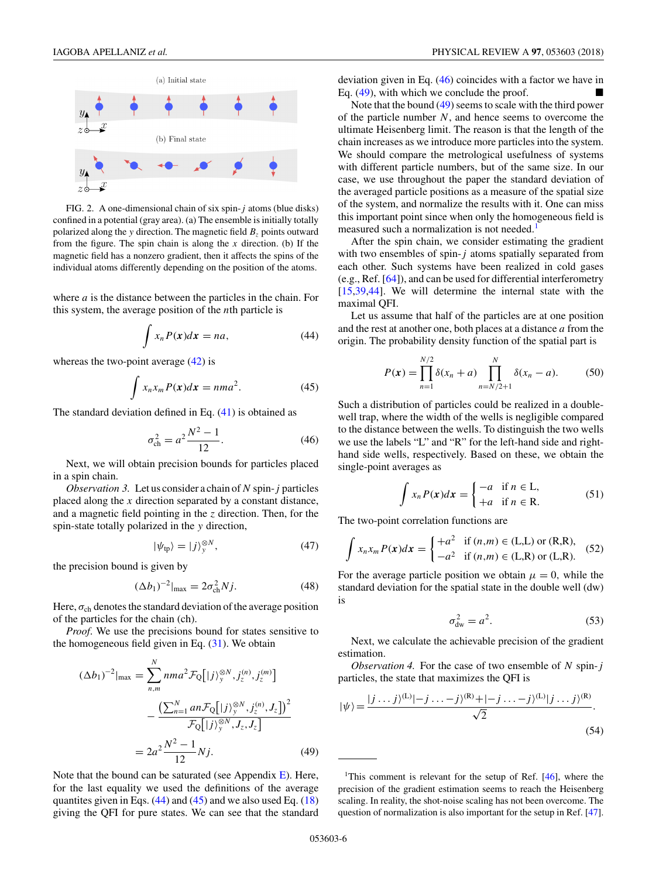(a) Initial state

(b) Final state

FIG. 2. A one-dimensional chain of six spin-$j$ atoms (blue disks) confined in a potential (gray area). (a) The ensemble is initially totally polarized along the $y$ direction. The magnetic field $B_z$ points outward from the figure. The spin chain is along the $x$ direction. (b) If the magnetic field has a nonzero gradient, then it affects the spins of the individual atoms differently depending on the position of the atoms.

where $a$ is the distance between the particles in the chain. For this system, the average position of the $n$th particle is

$$\int x_n P(\boldsymbol{x}) d\boldsymbol{x} = na, \tag{44}$$

whereas the two-point average (42) is

$$\int x_n x_m P(\boldsymbol{x}) d\boldsymbol{x} = nma^2. \tag{45}$$

The standard deviation defined in Eq. (41) is obtained as

$$\sigma_{\text{ch}}^2 = a^2 \frac{N^2 - 1}{12}. \tag{46}$$

Next, we will obtain precision bounds for particles placed in a spin chain.

*Observation 3.* Let us consider a chain of $N$ spin-$j$ particles placed along the $x$ direction separated by a constant distance, and a magnetic field pointing in the $z$ direction. Then, for the spin-state totally polarized in the $y$ direction,

$$|\psi_{\text{tp}}\rangle = |j\rangle_y^{\otimes N}, \tag{47}$$

the precision bound is given by

$$(\Delta b_1)^{-2}|_{\max} = 2\sigma_{\text{ch}}^2 N j. \tag{48}$$

Here, $\sigma_{\text{ch}}$ denotes the standard deviation of the average position of the particles for the chain (ch).

*Proof.* We use the precisions bound for states sensitive to the homogeneous field given in Eq. (31). We obtain

$$\begin{aligned}(\Delta b_1)^{-2}|_{\max} &= \sum_{n,m}^{N} nma^2 \mathcal{F}_Q\big[|j\rangle_y^{\otimes N}, j_z^{(n)}, j_z^{(m)}\big] \\ &\quad - \frac{\left(\sum_{n=1}^{N} an\mathcal{F}_Q\big[|j\rangle_y^{\otimes N}, j_z^{(n)}, J_z\big]\right)^2}{\mathcal{F}_Q\big[|j\rangle_y^{\otimes N}, J_z, J_z\big]} \\ &= 2a^2 \frac{N^2 - 1}{12} N j.\end{aligned} \tag{49}$$

Note that the bound can be saturated (see Appendix E). Here, for the last equality we used the definitions of the average quantities given in Eqs. (44) and (45) and we also used Eq. (18) giving the QFI for pure states. We can see that the standard deviation given in Eq. (46) coincides with a factor we have in Eq. (49), with which we conclude the proof. ■

Note that the bound (49) seems to scale with the third power of the particle number $N$, and hence seems to overcome the ultimate Heisenberg limit. The reason is that the length of the chain increases as we introduce more particles into the system. We should compare the metrological usefulness of systems with different particle numbers, but of the same size. In our case, we use throughout the paper the standard deviation of the averaged particle positions as a measure of the spatial size of the system, and normalize the results with it. One can miss this important point since when only the homogeneous field is measured such a normalization is not needed.[1]

After the spin chain, we consider estimating the gradient with two ensembles of spin-$j$ atoms spatially separated from each other. Such systems have been realized in cold gases (e.g., Ref. [64]), and can be used for differential interferometry [15,39,44]. We will determine the internal state with the maximal QFI.

Let us assume that half of the particles are at one position and the rest at another one, both places at a distance $a$ from the origin. The probability density function of the spatial part is

$$P(\boldsymbol{x}) = \prod_{n=1}^{N/2} \delta(x_n + a) \prod_{n=N/2+1}^{N} \delta(x_n - a). \tag{50}$$

Such a distribution of particles could be realized in a double-well trap, where the width of the wells is negligible compared to the distance between the wells. To distinguish the two wells we use the labels "L" and "R" for the left-hand side and right-hand side wells, respectively. Based on these, we obtain the single-point averages as

$$\int x_n P(\boldsymbol{x}) d\boldsymbol{x} = \begin{cases} -a & \text{if } n \in \text{L}, \\ +a & \text{if } n \in \text{R}. \end{cases} \tag{51}$$

The two-point correlation functions are

$$\int x_n x_m P(\boldsymbol{x}) d\boldsymbol{x} = \begin{cases} +a^2 & \text{if } (n,m) \in (\text{L,L}) \text{ or } (\text{R,R}), \\ -a^2 & \text{if } (n,m) \in (\text{L,R}) \text{ or } (\text{L,R}). \end{cases} \tag{52}$$

For the average particle position we obtain $\mu = 0$, while the standard deviation for the spatial state in the double well (dw) is

$$\sigma_{\text{dw}}^2 = a^2. \tag{53}$$

Next, we calculate the achievable precision of the gradient estimation.

*Observation 4.* For the case of two ensemble of $N$ spin-$j$ particles, the state that maximizes the QFI is

$$|\psi\rangle = \frac{|j \dots j\rangle^{(\text{L})}|-j \dots -j\rangle^{(\text{R})} + |-j \dots -j\rangle^{(\text{L})}|j \dots j\rangle^{(\text{R})}}{\sqrt{2}}. \tag{54}$$

---

[1] This comment is relevant for the setup of Ref. [46], where the precision of the gradient estimation seems to reach the Heisenberg scaling. In reality, the shot-noise scaling has not been overcome. The question of normalization is also important for the setup in Ref. [47].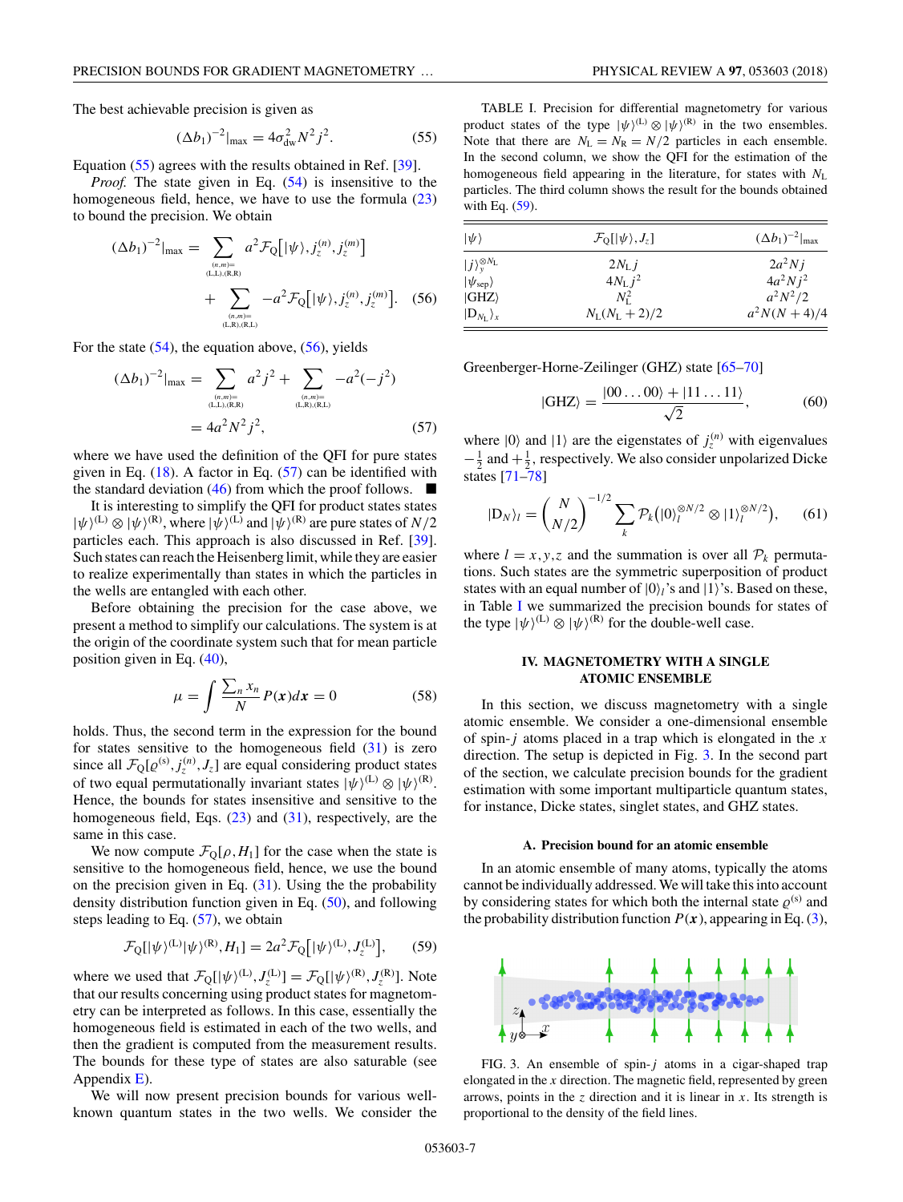The best achievable precision is given as

$$(\Delta b_1)^{-2}|_{\max} = 4\sigma_{\mathrm{dw}}^2 N^2 j^2. \tag{55}$$

Equation (55) agrees with the results obtained in Ref. [39].

*Proof.* The state given in Eq. (54) is insensitive to the homogeneous field, hence, we have to use the formula (23) to bound the precision. We obtain

$$(\Delta b_1)^{-2}|_{\max} = \sum_{\substack{(n,m)= \\ (\mathrm{L,L}),(\mathrm{R,R})}} a^2 \mathcal{F}_{\mathrm{Q}}\big[|\psi\rangle, j_z^{(n)}, j_z^{(m)}\big] + \sum_{\substack{(n,m)= \\ (\mathrm{L,R}),(\mathrm{R,L})}} -a^2 \mathcal{F}_{\mathrm{Q}}\big[|\psi\rangle, j_z^{(n)}, j_z^{(m)}\big]. \tag{56}$$

For the state (54), the equation above, (56), yields

$$(\Delta b_1)^{-2}|_{\max} = \sum_{\substack{(n,m)= \\ (\mathrm{L,L}),(\mathrm{R,R})}} a^2 j^2 + \sum_{\substack{(n,m)= \\ (\mathrm{L,R}),(\mathrm{R,L})}} -a^2(-j^2) = 4a^2N^2j^2, \tag{57}$$

where we have used the definition of the QFI for pure states given in Eq. (18). A factor in Eq. (57) can be identified with the standard deviation (46) from which the proof follows. ■

It is interesting to simplify the QFI for product states states $|\psi\rangle^{(\mathrm{L})} \otimes |\psi\rangle^{(\mathrm{R})}$, where $|\psi\rangle^{(\mathrm{L})}$ and $|\psi\rangle^{(\mathrm{R})}$ are pure states of $N/2$ particles each. This approach is also discussed in Ref. [39]. Such states can reach the Heisenberg limit, while they are easier to realize experimentally than states in which the particles in the wells are entangled with each other.

Before obtaining the precision for the case above, we present a method to simplify our calculations. The system is at the origin of the coordinate system such that for mean particle position given in Eq. (40),

$$\mu = \int \frac{\sum_n x_n}{N} P(\boldsymbol{x}) d\boldsymbol{x} = 0 \tag{58}$$

holds. Thus, the second term in the expression for the bound for states sensitive to the homogeneous field (31) is zero since all $\mathcal{F}_{\mathrm{Q}}[\varrho^{(\mathrm{s})}, j_z^{(n)}, J_z]$ are equal considering product states of two equal permutationally invariant states $|\psi\rangle^{(\mathrm{L})} \otimes |\psi\rangle^{(\mathrm{R})}$. Hence, the bounds for states insensitive and sensitive to the homogeneous field, Eqs. (23) and (31), respectively, are the same in this case.

We now compute $\mathcal{F}_{\mathrm{Q}}[\rho, H_1]$ for the case when the state is sensitive to the homogeneous field, hence, we use the bound on the precision given in Eq. (31). Using the the probability density distribution function given in Eq. (50), and following steps leading to Eq. (57), we obtain

$$\mathcal{F}_{\mathrm{Q}}[|\psi\rangle^{(\mathrm{L})}|\psi\rangle^{(\mathrm{R})}, H_1] = 2a^2 \mathcal{F}_{\mathrm{Q}}\big[|\psi\rangle^{(\mathrm{L})}, J_z^{(\mathrm{L})}\big], \tag{59}$$

where we used that $\mathcal{F}_{\mathrm{Q}}[|\psi\rangle^{(\mathrm{L})}, J_z^{(\mathrm{L})}] = \mathcal{F}_{\mathrm{Q}}[|\psi\rangle^{(\mathrm{R})}, J_z^{(\mathrm{R})}]$. Note that our results concerning using product states for magnetometry can be interpreted as follows. In this case, essentially the homogeneous field is estimated in each of the two wells, and then the gradient is computed from the measurement results. The bounds for these type of states are also saturable (see Appendix E).

We will now present precision bounds for various well-known quantum states in the two wells. We consider the Greenberger-Horne-Zeilinger (GHZ) state [65–70]

$$|\mathrm{GHZ}\rangle = \frac{|00\ldots00\rangle + |11\ldots11\rangle}{\sqrt{2}}, \tag{60}$$

where $|0\rangle$ and $|1\rangle$ are the eigenstates of $j_z^{(n)}$ with eigenvalues $-\frac{1}{2}$ and $+\frac{1}{2}$, respectively. We also consider unpolarized Dicke states [71–78]

$$|\mathrm{D}_N\rangle_l = \binom{N}{N/2}^{-1/2} \sum_k \mathcal{P}_k\big(|0\rangle_l^{\otimes N/2} \otimes |1\rangle_l^{\otimes N/2}\big), \tag{61}$$

where $l = x,y,z$ and the summation is over all $\mathcal{P}_k$ permutations. Such states are the symmetric superposition of product states with an equal number of $|0\rangle_l$'s and $|1\rangle_l$'s. Based on these, in Table I we summarized the precision bounds for states of the type $|\psi\rangle^{(\mathrm{L})} \otimes |\psi\rangle^{(\mathrm{R})}$ for the double-well case.

TABLE I. Precision for differential magnetometry for various product states of the type $|\psi\rangle^{(\mathrm{L})} \otimes |\psi\rangle^{(\mathrm{R})}$ in the two ensembles. Note that there are $N_{\mathrm{L}} = N_{\mathrm{R}} = N/2$ particles in each ensemble. In the second column, we show the QFI for the estimation of the homogeneous field appearing in the literature, for states with $N_{\mathrm{L}}$ particles. The third column shows the result for the bounds obtained with Eq. (59).

| $\lvert\psi\rangle$ | $\mathcal{F}_{\mathrm{Q}}[\lvert\psi\rangle, J_z]$ | $(\Delta b_1)^{-2}\lvert_{\max}$ |
|---|---|---|
| $\lvert j\rangle_y^{\otimes N_{\mathrm{L}}}$ | $2N_{\mathrm{L}}j$ | $2a^2Nj$ |
| $\lvert\psi_{\mathrm{sep}}\rangle$ | $4N_{\mathrm{L}}j^2$ | $4a^2Nj^2$ |
| $\lvert\mathrm{GHZ}\rangle$ | $N_{\mathrm{L}}^2$ | $a^2N^2/2$ |
| $\lvert\mathrm{D}_{N_{\mathrm{L}}}\rangle_x$ | $N_{\mathrm{L}}(N_{\mathrm{L}}+2)/2$ | $a^2N(N+4)/4$ |

## IV. MAGNETOMETRY WITH A SINGLE ATOMIC ENSEMBLE

In this section, we discuss magnetometry with a single atomic ensemble. We consider a one-dimensional ensemble of spin-$j$ atoms placed in a trap which is elongated in the $x$ direction. The setup is depicted in Fig. 3. In the second part of the section, we calculate precision bounds for the gradient estimation with some important multiparticle quantum states, for instance, Dicke states, singlet states, and GHZ states.

### A. Precision bound for an atomic ensemble

In an atomic ensemble of many atoms, typically the atoms cannot be individually addressed. We will take this into account by considering states for which both the internal state $\varrho^{(\mathrm{s})}$ and the probability distribution function $P(\boldsymbol{x})$, appearing in Eq. (3),

FIG. 3. An ensemble of spin-$j$ atoms in a cigar-shaped trap elongated in the $x$ direction. The magnetic field, represented by green arrows, points in the $z$ direction and it is linear in $x$. Its strength is proportional to the density of the field lines.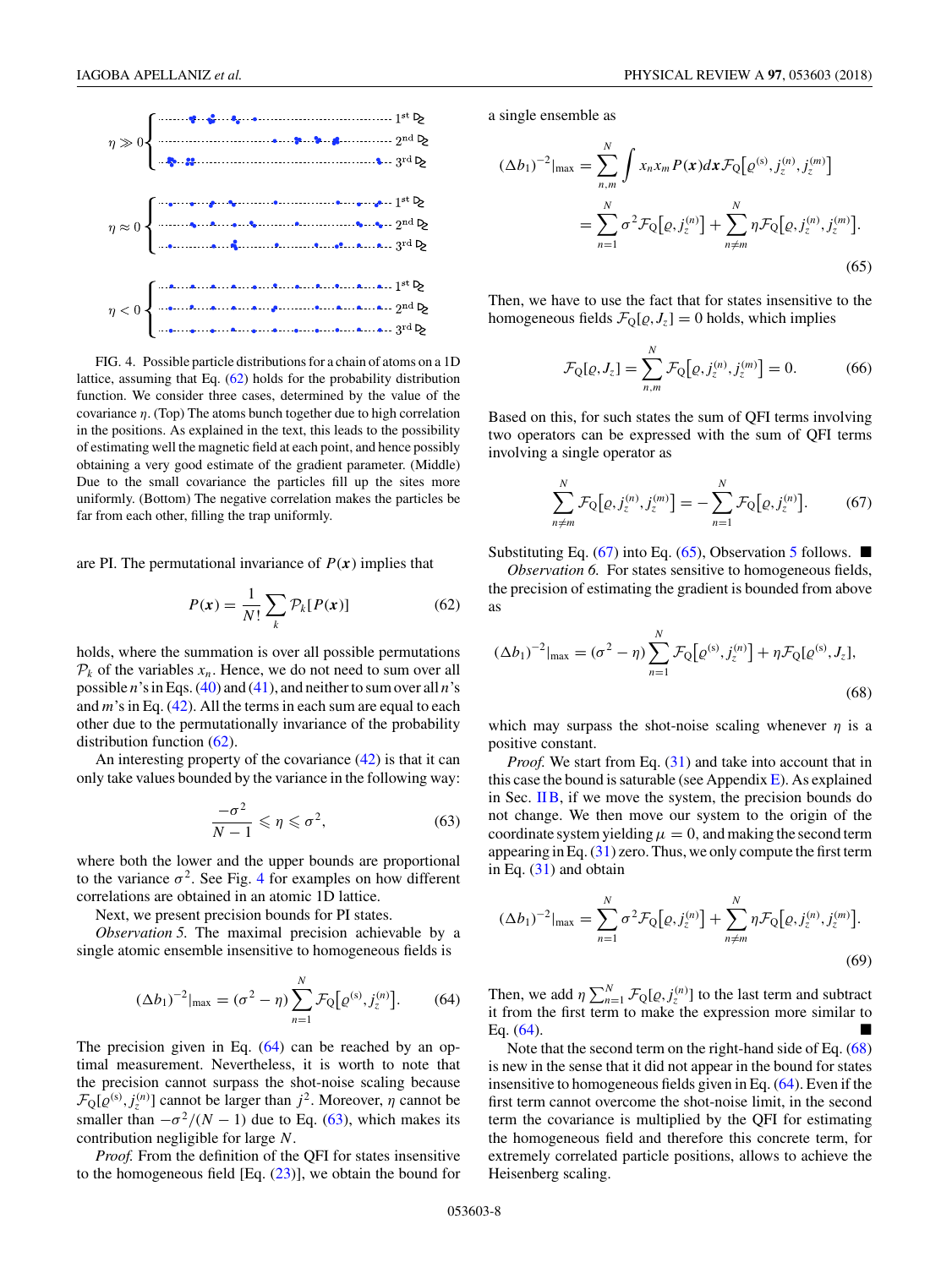FIG. 4. Possible particle distributions for a chain of atoms on a 1D lattice, assuming that Eq. (62) holds for the probability distribution function. We consider three cases, determined by the value of the covariance $\eta$. (Top) The atoms bunch together due to high correlation in the positions. As explained in the text, this leads to the possibility of estimating well the magnetic field at each point, and hence possibly obtaining a very good estimate of the gradient parameter. (Middle) Due to the small covariance the particles fill up the sites more uniformly. (Bottom) The negative correlation makes the particles be far from each other, filling the trap uniformly.

are PI. The permutational invariance of $P(\boldsymbol{x})$ implies that

$$P(\boldsymbol{x}) = \frac{1}{N!}\sum_{k} \mathcal{P}_k[P(\boldsymbol{x})] \tag{62}$$

holds, where the summation is over all possible permutations $\mathcal{P}_k$ of the variables $x_n$. Hence, we do not need to sum over all possible $n$'s in Eqs. (40) and (41), and neither to sum over all $n$'s and $m$'s in Eq. (42). All the terms in each sum are equal to each other due to the permutationally invariance of the probability distribution function (62).

An interesting property of the covariance (42) is that it can only take values bounded by the variance in the following way:

$$\frac{-\sigma^2}{N-1} \leqslant \eta \leqslant \sigma^2, \tag{63}$$

where both the lower and the upper bounds are proportional to the variance $\sigma^2$. See Fig. 4 for examples on how different correlations are obtained in an atomic 1D lattice.

Next, we present precision bounds for PI states.

*Observation 5.* The maximal precision achievable by a single atomic ensemble insensitive to homogeneous fields is

$$(\Delta b_1)^{-2}|_{\max} = (\sigma^2 - \eta)\sum_{n=1}^{N} \mathcal{F}_Q\big[\varrho^{(s)}, j_z^{(n)}\big]. \tag{64}$$

The precision given in Eq. (64) can be reached by an optimal measurement. Nevertheless, it is worth to note that the precision cannot surpass the shot-noise scaling because $\mathcal{F}_Q[\varrho^{(s)}, j_z^{(n)}]$ cannot be larger than $j^2$. Moreover, $\eta$ cannot be smaller than $-\sigma^2/(N-1)$ due to Eq. (63), which makes its contribution negligible for large $N$.

*Proof.* From the definition of the QFI for states insensitive to the homogeneous field [Eq. (23)], we obtain the bound for a single ensemble as

$$\begin{aligned}
(\Delta b_1)^{-2}|_{\max} &= \sum_{n,m}^{N}\int x_n x_m P(\boldsymbol{x}) d\boldsymbol{x}\, \mathcal{F}_Q\big[\varrho^{(s)}, j_z^{(n)}, j_z^{(m)}\big] \\
&= \sum_{n=1}^{N} \sigma^2 \mathcal{F}_Q\big[\varrho, j_z^{(n)}\big] + \sum_{n\neq m}^{N} \eta \mathcal{F}_Q\big[\varrho, j_z^{(n)}, j_z^{(m)}\big].
\end{aligned} \tag{65}$$

Then, we have to use the fact that for states insensitive to the homogeneous fields $\mathcal{F}_Q[\varrho, J_z] = 0$ holds, which implies

$$\mathcal{F}_Q[\varrho, J_z] = \sum_{n,m}^{N} \mathcal{F}_Q\big[\varrho, j_z^{(n)}, j_z^{(m)}\big] = 0. \tag{66}$$

Based on this, for such states the sum of QFI terms involving two operators can be expressed with the sum of QFI terms involving a single operator as

$$\sum_{n\neq m}^{N} \mathcal{F}_Q\big[\varrho, j_z^{(n)}, j_z^{(m)}\big] = -\sum_{n=1}^{N} \mathcal{F}_Q\big[\varrho, j_z^{(n)}\big]. \tag{67}$$

Substituting Eq. (67) into Eq. (65), Observation 5 follows. ■

*Observation 6.* For states sensitive to homogeneous fields, the precision of estimating the gradient is bounded from above as

$$(\Delta b_1)^{-2}|_{\max} = (\sigma^2 - \eta)\sum_{n=1}^{N} \mathcal{F}_Q\big[\varrho^{(s)}, j_z^{(n)}\big] + \eta \mathcal{F}_Q[\varrho^{(s)}, J_z], \tag{68}$$

which may surpass the shot-noise scaling whenever $\eta$ is a positive constant.

*Proof.* We start from Eq. (31) and take into account that in this case the bound is saturable (see Appendix E). As explained in Sec. II B, if we move the system, the precision bounds do not change. We then move our system to the origin of the coordinate system yielding $\mu = 0$, and making the second term appearing in Eq. (31) zero. Thus, we only compute the first term in Eq. (31) and obtain

$$(\Delta b_1)^{-2}|_{\max} = \sum_{n=1}^{N} \sigma^2 \mathcal{F}_Q\big[\varrho, j_z^{(n)}\big] + \sum_{n\neq m}^{N} \eta \mathcal{F}_Q\big[\varrho, j_z^{(n)}, j_z^{(m)}\big]. \tag{69}$$

Then, we add $\eta\sum_{n=1}^{N}\mathcal{F}_Q[\varrho, j_z^{(n)}]$ to the last term and subtract it from the first term to make the expression more similar to Eq. (64). ■

Note that the second term on the right-hand side of Eq. (68) is new in the sense that it did not appear in the bound for states insensitive to homogeneous fields given in Eq. (64). Even if the first term cannot overcome the shot-noise limit, in the second term the covariance is multiplied by the QFI for estimating the homogeneous field and therefore this concrete term, for extremely correlated particle positions, allows to achieve the Heisenberg scaling.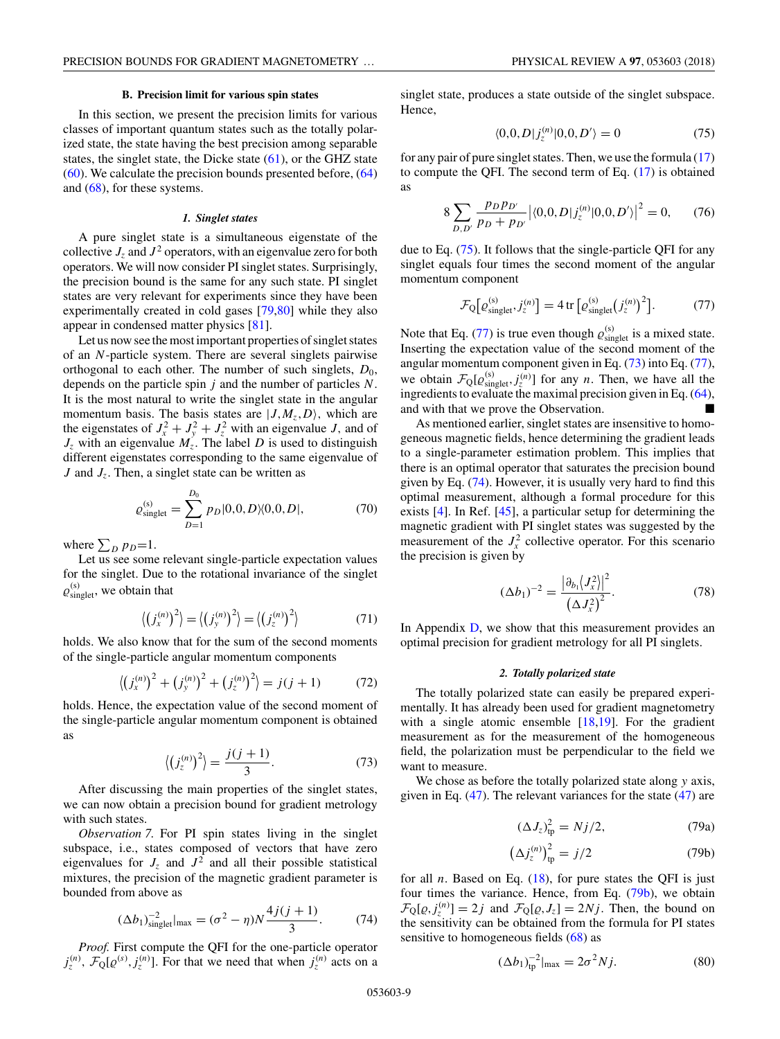### B. Precision limit for various spin states

In this section, we present the precision limits for various classes of important quantum states such as the totally polarized state, the state having the best precision among separable states, the singlet state, the Dicke state (61), or the GHZ state (60). We calculate the precision bounds presented before, (64) and (68), for these systems.

#### 1. Singlet states

A pure singlet state is a simultaneous eigenstate of the collective $J_z$ and $J^2$ operators, with an eigenvalue zero for both operators. We will now consider PI singlet states. Surprisingly, the precision bound is the same for any such state. PI singlet states are very relevant for experiments since they have been experimentally created in cold gases [79,80] while they also appear in condensed matter physics [81].

Let us now see the most important properties of singlet states of an $N$-particle system. There are several singlets pairwise orthogonal to each other. The number of such singlets, $D_0$, depends on the particle spin $j$ and the number of particles $N$. It is the most natural to write the singlet state in the angular momentum basis. The basis states are $|J,M_z,D\rangle$, which are the eigenstates of $J_x^2+J_y^2+J_z^2$ with an eigenvalue $J$, and of $J_z$ with an eigenvalue $M_z$. The label $D$ is used to distinguish different eigenstates corresponding to the same eigenvalue of $J$ and $J_z$. Then, a singlet state can be written as

$$\varrho_{\rm singlet}^{(s)}=\sum_{D=1}^{D_0}p_D|0,0,D\rangle\langle 0,0,D|, \tag{70}$$

where $\sum_D p_D=1$.

Let us see some relevant single-particle expectation values for the singlet. Due to the rotational invariance of the singlet $\varrho_{\rm singlet}^{(s)}$, we obtain that

$$\left\langle \left(j_x^{(n)}\right)^2\right\rangle=\left\langle \left(j_y^{(n)}\right)^2\right\rangle=\left\langle \left(j_z^{(n)}\right)^2\right\rangle \tag{71}$$

holds. We also know that for the sum of the second moments of the single-particle angular momentum components

$$\left\langle \left(j_x^{(n)}\right)^2+\left(j_y^{(n)}\right)^2+\left(j_z^{(n)}\right)^2\right\rangle=j(j+1) \tag{72}$$

holds. Hence, the expectation value of the second moment of the single-particle angular momentum component is obtained as

$$\left\langle \left(j_z^{(n)}\right)^2\right\rangle=\frac{j(j+1)}{3}. \tag{73}$$

After discussing the main properties of the singlet states, we can now obtain a precision bound for gradient metrology with such states.

*Observation 7.* For PI spin states living in the singlet subspace, i.e., states composed of vectors that have zero eigenvalues for $J_z$ and $J^2$ and all their possible statistical mixtures, the precision of the magnetic gradient parameter is bounded from above as

$$(\Delta b_1)^{-2}_{\rm singlet}|_{\max}=(\sigma^2-\eta)N\frac{4j(j+1)}{3}. \tag{74}$$

*Proof.* First compute the QFI for the one-particle operator $j_z^{(n)}$, $\mathcal{F}_Q[\varrho^{(s)},j_z^{(n)}]$. For that we need that when $j_z^{(n)}$ acts on a singlet state, produces a state outside of the singlet subspace. Hence,

$$\langle 0,0,D|j_z^{(n)}|0,0,D'\rangle=0 \tag{75}$$

for any pair of pure singlet states. Then, we use the formula (17) to compute the QFI. The second term of Eq. (17) is obtained as

$$8\sum_{D,D'}\frac{p_Dp_{D'}}{p_D+p_{D'}}\left|\langle 0,0,D|j_z^{(n)}|0,0,D'\rangle\right|^2=0, \tag{76}$$

due to Eq. (75). It follows that the single-particle QFI for any singlet equals four times the second moment of the angular momentum component

$$\mathcal{F}_Q\left[\varrho_{\rm singlet}^{(s)},j_z^{(n)}\right]=4\,{\rm tr}\left[\varrho_{\rm singlet}^{(s)}\left(j_z^{(n)}\right)^2\right]. \tag{77}$$

Note that Eq. (77) is true even though $\varrho_{\rm singlet}^{(s)}$ is a mixed state. Inserting the expectation value of the second moment of the angular momentum component given in Eq. (73) into Eq. (77), we obtain $\mathcal{F}_Q[\varrho_{\rm singlet}^{(s)},j_z^{(n)}]$ for any $n$. Then, we have all the ingredients to evaluate the maximal precision given in Eq. (64), and with that we prove the Observation. ■

As mentioned earlier, singlet states are insensitive to homogeneous magnetic fields, hence determining the gradient leads to a single-parameter estimation problem. This implies that there is an optimal operator that saturates the precision bound given by Eq. (74). However, it is usually very hard to find this optimal measurement, although a formal procedure for this exists [4]. In Ref. [45], a particular setup for determining the magnetic gradient with PI singlet states was suggested by the measurement of the $J_x^2$ collective operator. For this scenario the precision is given by

$$(\Delta b_1)^{-2}=\frac{\left|\partial_{b_1}\langle J_x^2\rangle\right|^2}{\left(\Delta J_x^2\right)^2}. \tag{78}$$

In Appendix D, we show that this measurement provides an optimal precision for gradient metrology for all PI singlets.

#### 2. Totally polarized state

The totally polarized state can easily be prepared experimentally. It has already been used for gradient magnetometry with a single atomic ensemble [18,19]. For the gradient measurement as for the measurement of the homogeneous field, the polarization must be perpendicular to the field we want to measure.

We chose as before the totally polarized state along $y$ axis, given in Eq. (47). The relevant variances for the state (47) are

$$(\Delta J_z)^2_{\rm tp}=Nj/2, \tag{79a}$$

$$\left(\Delta j_z^{(n)}\right)^2_{\rm tp}=j/2 \tag{79b}$$

for all $n$. Based on Eq. (18), for pure states the QFI is just four times the variance. Hence, from Eq. (79b), we obtain $\mathcal{F}_Q[\varrho,j_z^{(n)}]=2j$ and $\mathcal{F}_Q[\varrho,J_z]=2Nj$. Then, the bound on the sensitivity can be obtained from the formula for PI states sensitive to homogeneous fields (68) as

$$(\Delta b_1)^{-2}_{\rm tp}|_{\max}=2\sigma^2Nj. \tag{80}$$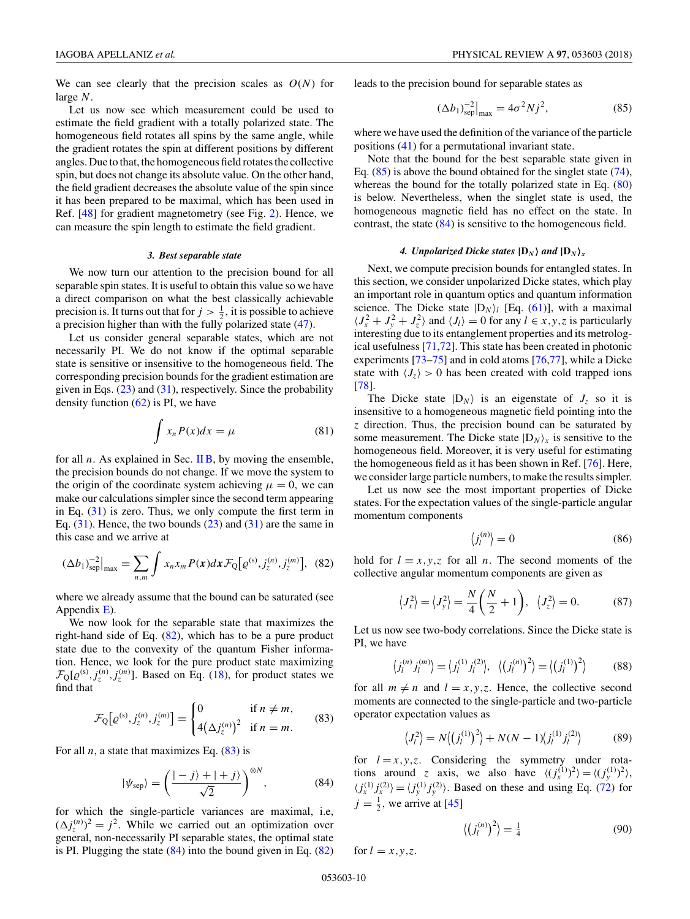We can see clearly that the precision scales as $O(N)$ for large $N$.

Let us now see which measurement could be used to estimate the field gradient with a totally polarized state. The homogeneous field rotates all spins by the same angle, while the gradient rotates the spin at different positions by different angles. Due to that, the homogeneous field rotates the collective spin, but does not change its absolute value. On the other hand, the field gradient decreases the absolute value of the spin since it has been prepared to be maximal, which has been used in Ref. [48] for gradient magnetometry (see Fig. 2). Hence, we can measure the spin length to estimate the field gradient.

#### *3. Best separable state*

We now turn our attention to the precision bound for all separable spin states. It is useful to obtain this value so we have a direct comparison on what the best classically achievable precision is. It turns out that for $j > \frac{1}{2}$, it is possible to achieve a precision higher than with the fully polarized state (47).

Let us consider general separable states, which are not necessarily PI. We do not know if the optimal separable state is sensitive or insensitive to the homogeneous field. The corresponding precision bounds for the gradient estimation are given in Eqs. (23) and (31), respectively. Since the probability density function (62) is PI, we have

$$\int x_n P(x) dx = \mu \tag{81}$$

for all $n$. As explained in Sec. II B, by moving the ensemble, the precision bounds do not change. If we move the system to the origin of the coordinate system achieving $\mu = 0$, we can make our calculations simpler since the second term appearing in Eq. (31) is zero. Thus, we only compute the first term in Eq. (31). Hence, the two bounds (23) and (31) are the same in this case and we arrive at

$$(\Delta b_1)^{-2}_{\rm sep}\big|_{\max} = \sum_{n,m} \int x_n x_m P(\boldsymbol{x}) d\boldsymbol{x} \mathcal{F}_Q\big[\varrho^{(s)}, j_z^{(n)}, j_z^{(m)}\big], \tag{82}$$

where we already assume that the bound can be saturated (see Appendix E).

We now look for the separable state that maximizes the right-hand side of Eq. (82), which has to be a pure product state due to the convexity of the quantum Fisher information. Hence, we look for the pure product state maximizing $\mathcal{F}_Q[\varrho^{(s)}, j_z^{(n)}, j_z^{(m)}]$. Based on Eq. (18), for product states we find that

$$\mathcal{F}_Q\big[\varrho^{(s)}, j_z^{(n)}, j_z^{(m)}\big] = \begin{cases} 0 & \text{if } n \neq m, \\ 4\big(\Delta j_z^{(n)}\big)^2 & \text{if } n = m. \end{cases} \tag{83}$$

For all $n$, a state that maximizes Eq. (83) is

$$|\psi_{\rm sep}\rangle = \left(\frac{|-j\rangle + |+j\rangle}{\sqrt{2}}\right)^{\otimes N}, \tag{84}$$

for which the single-particle variances are maximal, i.e, $(\Delta j_z^{(n)})^2 = j^2$. While we carried out an optimization over general, non-necessarily PI separable states, the optimal state is PI. Plugging the state (84) into the bound given in Eq. (82) leads to the precision bound for separable states as

$$(\Delta b_1)^{-2}_{\rm sep}\big|_{\max} = 4\sigma^2 N j^2, \tag{85}$$

where we have used the definition of the variance of the particle positions (41) for a permutational invariant state.

Note that the bound for the best separable state given in Eq. (85) is above the bound obtained for the singlet state (74), whereas the bound for the totally polarized state in Eq. (80) is below. Nevertheless, when the singlet state is used, the homogeneous magnetic field has no effect on the state. In contrast, the state (84) is sensitive to the homogeneous field.

#### *4. Unpolarized Dicke states* $|\mathrm{D}_N\rangle$ *and* $|\mathrm{D}_N\rangle_x$

Next, we compute precision bounds for entangled states. In this section, we consider unpolarized Dicke states, which play an important role in quantum optics and quantum information science. The Dicke state $|\mathrm{D}_N\rangle_l$ [Eq. (61)], with a maximal $\langle J_x^2 + J_y^2 + J_z^2\rangle$ and $\langle J_l\rangle = 0$ for any $l \in x,y,z$ is particularly interesting due to its entanglement properties and its metrological usefulness [71,72]. This state has been created in photonic experiments [73–75] and in cold atoms [76,77], while a Dicke state with $\langle J_z\rangle > 0$ has been created with cold trapped ions [78].

The Dicke state $|\mathrm{D}_N\rangle$ is an eigenstate of $J_z$ so it is insensitive to a homogeneous magnetic field pointing into the $z$ direction. Thus, the precision bound can be saturated by some measurement. The Dicke state $|\mathrm{D}_N\rangle_x$ is sensitive to the homogeneous field. Moreover, it is very useful for estimating the homogeneous field as it has been shown in Ref. [76]. Here, we consider large particle numbers, to make the results simpler.

Let us now see the most important properties of Dicke states. For the expectation values of the single-particle angular momentum components

$$\big\langle j_l^{(n)}\big\rangle = 0 \tag{86}$$

hold for $l = x,y,z$ for all $n$. The second moments of the collective angular momentum components are given as

$$\big\langle J_x^2\big\rangle = \big\langle J_y^2\big\rangle = \frac{N}{4}\left(\frac{N}{2}+1\right), \quad \big\langle J_z^2\big\rangle = 0. \tag{87}$$

Let us now see two-body correlations. Since the Dicke state is PI, we have

$$\big\langle j_l^{(n)} j_l^{(m)}\big\rangle = \big\langle j_l^{(1)} j_l^{(2)}\big\rangle, \quad \big\langle \big(j_l^{(n)}\big)^2\big\rangle = \big\langle \big(j_l^{(1)}\big)^2\big\rangle \tag{88}$$

for all $m \neq n$ and $l = x,y,z$. Hence, the collective second moments are connected to the single-particle and two-particle operator expectation values as

$$\big\langle J_l^2\big\rangle = N\big\langle \big(j_l^{(1)}\big)^2\big\rangle + N(N-1)\big\langle j_l^{(1)} j_l^{(2)}\big\rangle \tag{89}$$

for $l = x,y,z$. Considering the symmetry under rotations around $z$ axis, we also have $\langle (j_x^{(1)})^2\rangle = \langle (j_y^{(1)})^2\rangle$, $\langle j_x^{(1)} j_x^{(2)}\rangle = \langle j_y^{(1)} j_y^{(2)}\rangle$. Based on these and using Eq. (72) for $j = \frac{1}{2}$, we arrive at [45]

$$\big\langle \big(j_l^{(n)}\big)^2\big\rangle = \tfrac{1}{4} \tag{90}$$

for $l = x,y,z$.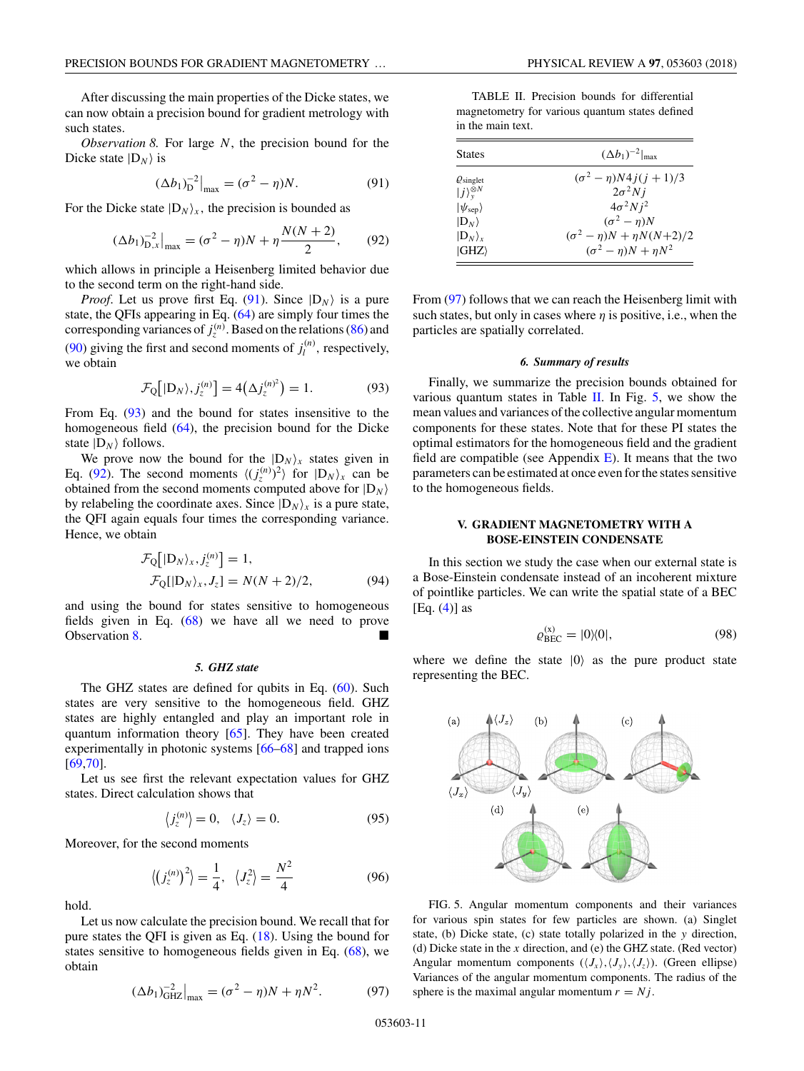After discussing the main properties of the Dicke states, we can now obtain a precision bound for gradient metrology with such states.

*Observation 8.* For large $N$, the precision bound for the Dicke state $|\mathrm{D}_N\rangle$ is

$$(\Delta b_1)^{-2}_{\mathrm{D}}\big|_{\max} = (\sigma^2 - \eta)N. \tag{91}$$

For the Dicke state $|\mathrm{D}_N\rangle_x$, the precision is bounded as

$$(\Delta b_1)^{-2}_{\mathrm{D},x}\big|_{\max} = (\sigma^2 - \eta)N + \eta\frac{N(N+2)}{2}, \tag{92}$$

which allows in principle a Heisenberg limited behavior due to the second term on the right-hand side.

*Proof.* Let us prove first Eq. (91). Since $|\mathrm{D}_N\rangle$ is a pure state, the QFIs appearing in Eq. (64) are simply four times the corresponding variances of $j_z^{(n)}$. Based on the relations (86) and (90) giving the first and second moments of $j_l^{(n)}$, respectively, we obtain

$$\mathcal{F}_{\mathrm{Q}}\big[|\mathrm{D}_N\rangle, j_z^{(n)}\big] = 4\big(\Delta j_z^{(n)^2}\big) = 1. \tag{93}$$

From Eq. (93) and the bound for states insensitive to the homogeneous field (64), the precision bound for the Dicke state $|\mathrm{D}_N\rangle$ follows.

We prove now the bound for the $|\mathrm{D}_N\rangle_x$ states given in Eq. (92). The second moments $\langle (j_z^{(n)})^2\rangle$ for $|\mathrm{D}_N\rangle_x$ can be obtained from the second moments computed above for $|\mathrm{D}_N\rangle$ by relabeling the coordinate axes. Since $|\mathrm{D}_N\rangle_x$ is a pure state, the QFI again equals four times the corresponding variance. Hence, we obtain

$$\begin{aligned}\mathcal{F}_{\mathrm{Q}}\big[|\mathrm{D}_N\rangle_x, j_z^{(n)}\big] &= 1,\\ \mathcal{F}_{\mathrm{Q}}[|\mathrm{D}_N\rangle_x, J_z] &= N(N+2)/2,\end{aligned} \tag{94}$$

and using the bound for states sensitive to homogeneous fields given in Eq. (68) we have all we need to prove Observation 8. ■

#### 5. GHZ state

The GHZ states are defined for qubits in Eq. (60). Such states are very sensitive to the homogeneous field. GHZ states are highly entangled and play an important role in quantum information theory [65]. They have been created experimentally in photonic systems [66–68] and trapped ions [69,70].

Let us see first the relevant expectation values for GHZ states. Direct calculation shows that

$$\big\langle j_z^{(n)}\big\rangle = 0, \quad \langle J_z\rangle = 0. \tag{95}$$

Moreover, for the second moments

$$\big\langle \big(j_z^{(n)}\big)^2\big\rangle = \frac{1}{4}, \quad \langle J_z^2\rangle = \frac{N^2}{4} \tag{96}$$

hold.

Let us now calculate the precision bound. We recall that for pure states the QFI is given as Eq. (18). Using the bound for states sensitive to homogeneous fields given in Eq. (68), we obtain

$$(\Delta b_1)^{-2}_{\mathrm{GHZ}}\big|_{\max} = (\sigma^2 - \eta)N + \eta N^2. \tag{97}$$

TABLE II. Precision bounds for differential magnetometry for various quantum states defined in the main text.

| States | $(\Delta b_1)^{-2}\|_{\max}$ |
|---|---|
| $\varrho_{\text{singlet}}$ | $(\sigma^2 - \eta)N4j(j+1)/3$ |
| $\|j\rangle_y^{\otimes N}$ | $2\sigma^2 Nj$ |
| $\|\psi_{\text{sep}}\rangle$ | $4\sigma^2 Nj^2$ |
| $\|\mathrm{D}_N\rangle$ | $(\sigma^2 - \eta)N$ |
| $\|\mathrm{D}_N\rangle_x$ | $(\sigma^2 - \eta)N + \eta N(N+2)/2$ |
| $\|\mathrm{GHZ}\rangle$ | $(\sigma^2 - \eta)N + \eta N^2$ |

From (97) follows that we can reach the Heisenberg limit with such states, but only in cases where $\eta$ is positive, i.e., when the particles are spatially correlated.

#### 6. Summary of results

Finally, we summarize the precision bounds obtained for various quantum states in Table II. In Fig. 5, we show the mean values and variances of the collective angular momentum components for these states. Note that for these PI states the optimal estimators for the homogeneous field and the gradient field are compatible (see Appendix E). It means that the two parameters can be estimated at once even for the states sensitive to the homogeneous fields.

## V. GRADIENT MAGNETOMETRY WITH A BOSE-EINSTEIN CONDENSATE

In this section we study the case when our external state is a Bose-Einstein condensate instead of an incoherent mixture of pointlike particles. We can write the spatial state of a BEC [Eq. (4)] as

$$\varrho_{\mathrm{BEC}}^{(\mathrm{x})} = |0\rangle\langle 0|, \tag{98}$$

where we define the state $|0\rangle$ as the pure product state representing the BEC.

FIG. 5. Angular momentum components and their variances for various spin states for few particles are shown. (a) Singlet state, (b) Dicke state, (c) state totally polarized in the $y$ direction, (d) Dicke state in the $x$ direction, and (e) the GHZ state. (Red vector) Angular momentum components ($\langle J_x\rangle, \langle J_y\rangle, \langle J_z\rangle$). (Green ellipse) Variances of the angular momentum components. The radius of the sphere is the maximal angular momentum $r = Nj$.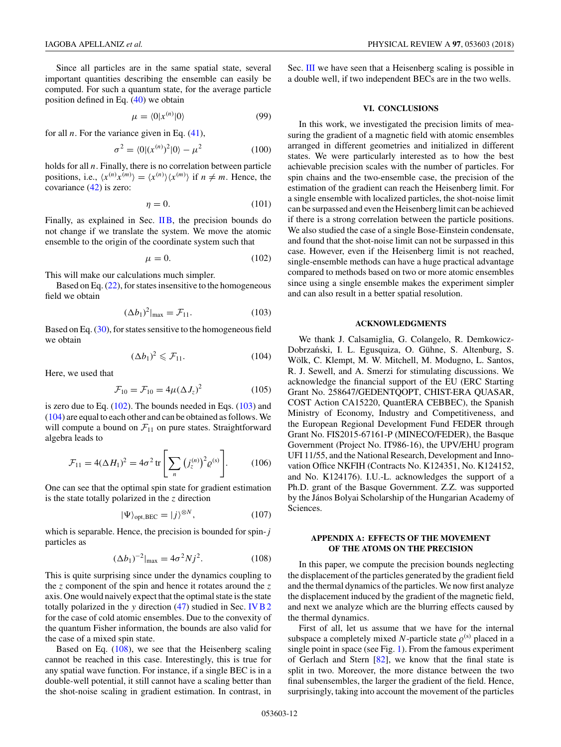Since all particles are in the same spatial state, several important quantities describing the ensemble can easily be computed. For such a quantum state, for the average particle position defined in Eq. (40) we obtain

$$\mu = \langle 0|x^{(n)}|0\rangle \tag{99}$$

for all $n$. For the variance given in Eq. (41),

$$\sigma^2 = \langle 0|(x^{(n)})^2|0\rangle - \mu^2 \tag{100}$$

holds for all $n$. Finally, there is no correlation between particle positions, i.e., $\langle x^{(n)}x^{(m)}\rangle = \langle x^{(n)}\rangle\langle x^{(m)}\rangle$ if $n \neq m$. Hence, the covariance (42) is zero:

$$\eta = 0. \tag{101}$$

Finally, as explained in Sec. II B, the precision bounds do not change if we translate the system. We move the atomic ensemble to the origin of the coordinate system such that

$$\mu = 0. \tag{102}$$

This will make our calculations much simpler.

Based on Eq. (22), for states insensitive to the homogeneous field we obtain

$$(\Delta b_1)^2|_{\max} = \mathcal{F}_{11}. \tag{103}$$

Based on Eq. (30), for states sensitive to the homogeneous field we obtain

$$(\Delta b_1)^2 \leqslant \mathcal{F}_{11}. \tag{104}$$

Here, we used that

$$\mathcal{F}_{10} = \mathcal{F}_{10} = 4\mu(\Delta J_z)^2 \tag{105}$$

is zero due to Eq. (102). The bounds needed in Eqs. (103) and (104) are equal to each other and can be obtained as follows. We will compute a bound on $\mathcal{F}_{11}$ on pure states. Straightforward algebra leads to

$$\mathcal{F}_{11} = 4(\Delta H_1)^2 = 4\sigma^2 \,\mathrm{tr}\left[\sum_n \left(j_z^{(n)}\right)^2 \varrho^{(s)}\right]. \tag{106}$$

One can see that the optimal spin state for gradient estimation is the state totally polarized in the $z$ direction

$$|\Psi\rangle_{\mathrm{opt,BEC}} = |j\rangle^{\otimes N}, \tag{107}$$

which is separable. Hence, the precision is bounded for spin-$j$ particles as

$$(\Delta b_1)^{-2}|_{\max} = 4\sigma^2 N j^2. \tag{108}$$

This is quite surprising since under the dynamics coupling to the $z$ component of the spin and hence it rotates around the $z$ axis. One would naively expect that the optimal state is the state totally polarized in the $y$ direction (47) studied in Sec. IV B 2 for the case of cold atomic ensembles. Due to the convexity of the quantum Fisher information, the bounds are also valid for the case of a mixed spin state.

Based on Eq. (108), we see that the Heisenberg scaling cannot be reached in this case. Interestingly, this is true for any spatial wave function. For instance, if a single BEC is in a double-well potential, it still cannot have a scaling better than the shot-noise scaling in gradient estimation. In contrast, in Sec. III we have seen that a Heisenberg scaling is possible in a double well, if two independent BECs are in the two wells.

## VI. CONCLUSIONS

In this work, we investigated the precision limits of measuring the gradient of a magnetic field with atomic ensembles arranged in different geometries and initialized in different states. We were particularly interested as to how the best achievable precision scales with the number of particles. For spin chains and the two-ensemble case, the precision of the estimation of the gradient can reach the Heisenberg limit. For a single ensemble with localized particles, the shot-noise limit can be surpassed and even the Heisenberg limit can be achieved if there is a strong correlation between the particle positions. We also studied the case of a single Bose-Einstein condensate, and found that the shot-noise limit can not be surpassed in this case. However, even if the Heisenberg limit is not reached, single-ensemble methods can have a huge practical advantage compared to methods based on two or more atomic ensembles since using a single ensemble makes the experiment simpler and can also result in a better spatial resolution.

## ACKNOWLEDGMENTS

We thank J. Calsamiglia, G. Colangelo, R. Demkowicz-Dobrzański, I. L. Egusquiza, O. Gühne, S. Altenburg, S. Wölk, C. Klempt, M. W. Mitchell, M. Modugno, L. Santos, R. J. Sewell, and A. Smerzi for stimulating discussions. We acknowledge the financial support of the EU (ERC Starting Grant No. 258647/GEDENTQOPT, CHIST-ERA QUASAR, COST Action CA15220, QuantERA CEBBEC), the Spanish Ministry of Economy, Industry and Competitiveness, and the European Regional Development Fund FEDER through Grant No. FIS2015-67161-P (MINECO/FEDER), the Basque Government (Project No. IT986-16), the UPV/EHU program UFI 11/55, and the National Research, Development and Innovation Office NKFIH (Contracts No. K124351, No. K124152, and No. K124176). I.U.-L. acknowledges the support of a Ph.D. grant of the Basque Government. Z.Z. was supported by the János Bolyai Scholarship of the Hungarian Academy of Sciences.

## APPENDIX A: EFFECTS OF THE MOVEMENT OF THE ATOMS ON THE PRECISION

In this paper, we compute the precision bounds neglecting the displacement of the particles generated by the gradient field and the thermal dynamics of the particles. We now first analyze the displacement induced by the gradient of the magnetic field, and next we analyze which are the blurring effects caused by the thermal dynamics.

First of all, let us assume that we have for the internal subspace a completely mixed $N$-particle state $\varrho^{(s)}$ placed in a single point in space (see Fig. 1). From the famous experiment of Gerlach and Stern [82], we know that the final state is split in two. Moreover, the more distance between the two final subensembles, the larger the gradient of the field. Hence, surprisingly, taking into account the movement of the particles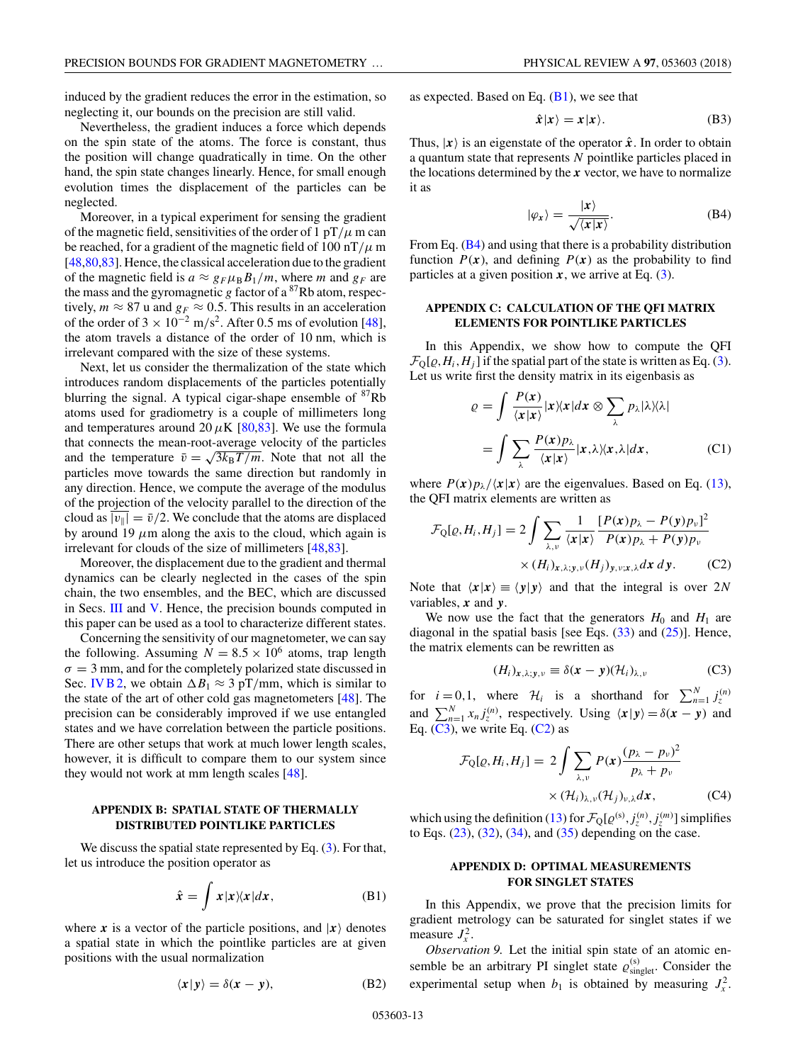induced by the gradient reduces the error in the estimation, so neglecting it, our bounds on the precision are still valid.

Nevertheless, the gradient induces a force which depends on the spin state of the atoms. The force is constant, thus the position will change quadratically in time. On the other hand, the spin state changes linearly. Hence, for small enough evolution times the displacement of the particles can be neglected.

Moreover, in a typical experiment for sensing the gradient of the magnetic field, sensitivities of the order of 1 pT/$\mu$ m can be reached, for a gradient of the magnetic field of 100 nT/$\mu$ m [48,80,83]. Hence, the classical acceleration due to the gradient of the magnetic field is $a \approx g_F \mu_B B_1/m$, where $m$ and $g_F$ are the mass and the gyromagnetic $g$ factor of a $^{87}$Rb atom, respectively, $m \approx 87$ u and $g_F \approx 0.5$. This results in an acceleration of the order of $3 \times 10^{-2}$ m/s$^2$. After 0.5 ms of evolution [48], the atom travels a distance of the order of 10 nm, which is irrelevant compared with the size of these systems.

Next, let us consider the thermalization of the state which introduces random displacements of the particles potentially blurring the signal. A typical cigar-shape ensemble of $^{87}$Rb atoms used for gradiometry is a couple of millimeters long and temperatures around 20 $\mu$K [80,83]. We use the formula that connects the mean-root-average velocity of the particles and the temperature $\bar{v} = \sqrt{3k_B T/m}$. Note that not all the particles move towards the same direction but randomly in any direction. Hence, we compute the average of the modulus of the projection of the velocity parallel to the direction of the cloud as $\overline{|v_\parallel|} = \bar{v}/2$. We conclude that the atoms are displaced by around 19 $\mu$m along the axis to the cloud, which again is irrelevant for clouds of the size of millimeters [48,83].

Moreover, the displacement due to the gradient and thermal dynamics can be clearly neglected in the cases of the spin chain, the two ensembles, and the BEC, which are discussed in Secs. III and V. Hence, the precision bounds computed in this paper can be used as a tool to characterize different states.

Concerning the sensitivity of our magnetometer, we can say the following. Assuming $N = 8.5 \times 10^6$ atoms, trap length $\sigma = 3$ mm, and for the completely polarized state discussed in Sec. IV B 2, we obtain $\Delta B_1 \approx 3$ pT/mm, which is similar to the state of the art of other cold gas magnetometers [48]. The precision can be considerably improved if we use entangled states and we have correlation between the particle positions. There are other setups that work at much lower length scales, however, it is difficult to compare them to our system since they would not work at mm length scales [48].

## APPENDIX B: SPATIAL STATE OF THERMALLY DISTRIBUTED POINTLIKE PARTICLES

We discuss the spatial state represented by Eq. (3). For that, let us introduce the position operator as

$$\hat{\boldsymbol{x}} = \int \boldsymbol{x} |\boldsymbol{x}\rangle\langle \boldsymbol{x}| d\boldsymbol{x}, \tag{B1}$$

where $\boldsymbol{x}$ is a vector of the particle positions, and $|\boldsymbol{x}\rangle$ denotes a spatial state in which the pointlike particles are at given positions with the usual normalization

$$\langle \boldsymbol{x}|\boldsymbol{y}\rangle = \delta(\boldsymbol{x} - \boldsymbol{y}), \tag{B2}$$

as expected. Based on Eq. (B1), we see that

$$\hat{\boldsymbol{x}}|\boldsymbol{x}\rangle = \boldsymbol{x}|\boldsymbol{x}\rangle. \tag{B3}$$

Thus, $|\boldsymbol{x}\rangle$ is an eigenstate of the operator $\hat{\boldsymbol{x}}$. In order to obtain a quantum state that represents $N$ pointlike particles placed in the locations determined by the $\boldsymbol{x}$ vector, we have to normalize it as

$$|\varphi_{\boldsymbol{x}}\rangle = \frac{|\boldsymbol{x}\rangle}{\sqrt{\langle \boldsymbol{x}|\boldsymbol{x}\rangle}}. \tag{B4}$$

From Eq. (B4) and using that there is a probability distribution function $P(\boldsymbol{x})$, and defining $P(\boldsymbol{x})$ as the probability to find particles at a given position $\boldsymbol{x}$, we arrive at Eq. (3).

## APPENDIX C: CALCULATION OF THE QFI MATRIX ELEMENTS FOR POINTLIKE PARTICLES

In this Appendix, we show how to compute the QFI $\mathcal{F}_Q[\varrho, H_i, H_j]$ if the spatial part of the state is written as Eq. (3). Let us write first the density matrix in its eigenbasis as

$$\begin{aligned}\varrho &= \int \frac{P(\boldsymbol{x})}{\langle \boldsymbol{x}|\boldsymbol{x}\rangle} |\boldsymbol{x}\rangle\langle \boldsymbol{x}| d\boldsymbol{x} \otimes \sum_\lambda p_\lambda |\lambda\rangle\langle\lambda| \\ &= \int \sum_\lambda \frac{P(\boldsymbol{x}) p_\lambda}{\langle \boldsymbol{x}|\boldsymbol{x}\rangle} |\boldsymbol{x},\lambda\rangle\langle \boldsymbol{x},\lambda| d\boldsymbol{x},\end{aligned} \tag{C1}$$

where $P(\boldsymbol{x})p_\lambda/\langle \boldsymbol{x}|\boldsymbol{x}\rangle$ are the eigenvalues. Based on Eq. (13), the QFI matrix elements are written as

$$\begin{aligned}\mathcal{F}_Q[\varrho, H_i, H_j] = 2 \int \sum_{\lambda,\nu} \frac{1}{\langle \boldsymbol{x}|\boldsymbol{x}\rangle} \frac{[P(\boldsymbol{x})p_\lambda - P(\boldsymbol{y})p_\nu]^2}{P(\boldsymbol{x})p_\lambda + P(\boldsymbol{y})p_\nu} \\ \times (H_i)_{\boldsymbol{x},\lambda;\boldsymbol{y},\nu} (H_j)_{\boldsymbol{y},\nu;\boldsymbol{x},\lambda} d\boldsymbol{x}\, d\boldsymbol{y}.\end{aligned} \tag{C2}$$

Note that $\langle \boldsymbol{x}|\boldsymbol{x}\rangle \equiv \langle \boldsymbol{y}|\boldsymbol{y}\rangle$ and that the integral is over $2N$ variables, $\boldsymbol{x}$ and $\boldsymbol{y}$.

We now use the fact that the generators $H_0$ and $H_1$ are diagonal in the spatial basis [see Eqs. (33) and (25)]. Hence, the matrix elements can be rewritten as

$$(H_i)_{\boldsymbol{x},\lambda;\boldsymbol{y},\nu} \equiv \delta(\boldsymbol{x} - \boldsymbol{y}) (\mathcal{H}_i)_{\lambda,\nu} \tag{C3}$$

for $i = 0,1$, where $\mathcal{H}_i$ is a shorthand for $\sum_{n=1}^N j_z^{(n)}$ and $\sum_{n=1}^N x_n j_z^{(n)}$, respectively. Using $\langle \boldsymbol{x}|\boldsymbol{y}\rangle = \delta(\boldsymbol{x} - \boldsymbol{y})$ and Eq. (C3), we write Eq. (C2) as

$$\begin{aligned}\mathcal{F}_Q[\varrho, H_i, H_j] = 2 \int \sum_{\lambda,\nu} P(\boldsymbol{x}) \frac{(p_\lambda - p_\nu)^2}{p_\lambda + p_\nu} \\ \times (\mathcal{H}_i)_{\lambda,\nu} (\mathcal{H}_j)_{\nu,\lambda} d\boldsymbol{x},\end{aligned} \tag{C4}$$

which using the definition (13) for $\mathcal{F}_Q[\varrho^{(s)}, j_z^{(n)}, j_z^{(m)}]$ simplifies to Eqs. (23), (32), (34), and (35) depending on the case.

## APPENDIX D: OPTIMAL MEASUREMENTS FOR SINGLET STATES

In this Appendix, we prove that the precision limits for gradient metrology can be saturated for singlet states if we measure $J_x^2$.

*Observation 9.* Let the initial spin state of an atomic ensemble be an arbitrary PI singlet state $\varrho_{\text{singlet}}^{(s)}$. Consider the experimental setup when $b_1$ is obtained by measuring $J_x^2$.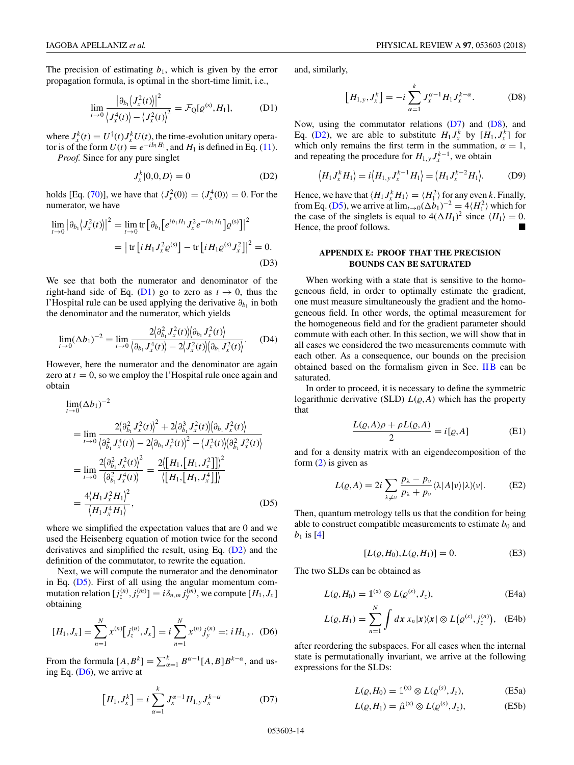The precision of estimating $b_1$, which is given by the error propagation formula, is optimal in the short-time limit, i.e.,

$$\lim_{t\to 0} \frac{\left|\partial_{b_1}\langle J_x^2(t)\rangle\right|^2}{\langle J_x^4(t)\rangle - \langle J_x^2(t)\rangle^2} = \mathcal{F}_Q[\varrho^{(s)}, H_1], \tag{D1}$$

where $J_x^k(t) = U^\dagger(t) J_x^k U(t)$, the time-evolution unitary operator is of the form $U(t) = e^{-ib_1 H_1}$, and $H_1$ is defined in Eq. (11).

*Proof.* Since for any pure singlet

$$J_x^k |0,0,D\rangle = 0 \tag{D2}$$

holds [Eq. (70)], we have that $\langle J_x^2(0)\rangle = \langle J_x^4(0)\rangle = 0$. For the numerator, we have

$$\begin{aligned}
\lim_{t\to 0} \left|\partial_{b_1}\langle J_x^2(t)\rangle\right|^2 &= \lim_{t\to 0} \mathrm{tr}\left[\partial_{b_1}\left[e^{ib_1 H_1} J_x^2 e^{-ib_1 H_1}\right]\varrho^{(s)}\right]\Big|^2 \\
&= \left|\,\mathrm{tr}\left[iH_1 J_x^2 \varrho^{(s)}\right] - \mathrm{tr}\left[iH_1 \varrho^{(s)} J_x^2\right]\right|^2 = 0.
\end{aligned} \tag{D3}$$

We see that both the numerator and denominator of the right-hand side of Eq. (D1) go to zero as $t \to 0$, thus the l'Hospital rule can be used applying the derivative $\partial_{b_1}$ in both the denominator and the numerator, which yields

$$\lim_{t\to 0}(\Delta b_1)^{-2} = \lim_{t\to 0} \frac{2\langle\partial_{b_1}^2 J_x^2(t)\rangle\langle\partial_{b_1} J_x^2(t)\rangle}{\langle\partial_{b_1} J_x^4(t)\rangle - 2\langle J_x^2(t)\rangle\langle\partial_{b_1} J_x^2(t)\rangle}. \tag{D4}$$

However, here the numerator and the denominator are again zero at $t = 0$, so we employ the l'Hospital rule once again and obtain

$$\begin{aligned}
\lim_{t\to 0}(\Delta b_1)^{-2}
&= \lim_{t\to 0} \frac{2\langle\partial_{b_1}^2 J_x^2(t)\rangle^2 + 2\langle\partial_{b_1}^3 J_x^2(t)\rangle\langle\partial_{b_1} J_x^2(t)\rangle}{\langle\partial_{b_1}^2 J_x^4(t)\rangle - 2\langle\partial_{b_1} J_x^2(t)\rangle^2 - \langle J_x^2(t)\rangle\langle\partial_{b_1}^2 J_x^2(t)\rangle} \\
&= \lim_{t\to 0} \frac{2\langle\partial_{b_1}^2 J_x^2(t)\rangle^2}{\langle\partial_{b_1}^2 J_x^4(t)\rangle} = \frac{2\langle[H_1,[H_1,J_x^2]]\rangle^2}{\langle[H_1,[H_1,J_x^4]]\rangle} \\
&= \frac{4\langle H_1 J_x^2 H_1\rangle^2}{\langle H_1 J_x^4 H_1\rangle},
\end{aligned} \tag{D5}$$

where we simplified the expectation values that are 0 and we used the Heisenberg equation of motion twice for the second derivatives and simplified the result, using Eq. (D2) and the definition of the commutator, to rewrite the equation.

Next, we will compute the numerator and the denominator in Eq. (D5). First of all using the angular momentum commutation relation $[j_z^{(n)}, j_x^{(m)}] = i\delta_{n,m} j_y^{(m)}$, we compute $[H_1, J_x]$ obtaining

$$[H_1, J_x] = \sum_{n=1}^{N} x^{(n)}\left[j_z^{(n)}, J_x\right] = i\sum_{n=1}^{N} x^{(n)} j_y^{(n)} =: iH_{1,y}. \tag{D6}$$

From the formula $[A, B^k] = \sum_{\alpha=1}^{k} B^{\alpha-1}[A,B]B^{k-\alpha}$, and using Eq. (D6), we arrive at

$$\left[H_1, J_x^k\right] = i\sum_{\alpha=1}^{k} J_x^{\alpha-1} H_{1,y} J_x^{k-\alpha} \tag{D7}$$

and, similarly,

$$\left[H_{1,y}, J_x^k\right] = -i\sum_{\alpha=1}^{k} J_x^{\alpha-1} H_1 J_x^{k-\alpha}. \tag{D8}$$

Now, using the commutator relations (D7) and (D8), and Eq. (D2), we are able to substitute $H_1 J_x^k$ by $[H_1, J_x^k]$ for which only remains the first term in the summation, $\alpha = 1$, and repeating the procedure for $H_{1,y} J_x^{k-1}$, we obtain

$$\langle H_1 J_x^k H_1\rangle = i\langle H_{1,y} J_x^{k-1} H_1\rangle = \langle H_1 J_x^{k-2} H_1\rangle. \tag{D9}$$

Hence, we have that $\langle H_1 J_x^k H_1\rangle = \langle H_1^2\rangle$ for any even $k$. Finally, from Eq. (D5), we arrive at $\lim_{t\to 0}(\Delta b_1)^{-2} = 4\langle H_1^2\rangle$ which for the case of the singlets is equal to $4(\Delta H_1)^2$ since $\langle H_1\rangle = 0$. Hence, the proof follows. ■

## APPENDIX E: PROOF THAT THE PRECISION BOUNDS CAN BE SATURATED

When working with a state that is sensitive to the homogeneous field, in order to optimally estimate the gradient, one must measure simultaneously the gradient and the homogeneous field. In other words, the optimal measurement for the homogeneous field and for the gradient parameter should commute with each other. In this section, we will show that in all cases we considered the two measurements commute with each other. As a consequence, our bounds on the precision obtained based on the formalism given in Sec. II B can be saturated.

In order to proceed, it is necessary to define the symmetric logarithmic derivative (SLD) $L(\varrho, A)$ which has the property that

$$\frac{L(\varrho,A)\rho + \rho L(\varrho,A)}{2} = i[\varrho, A] \tag{E1}$$

and for a density matrix with an eigendecomposition of the form (2) is given as

$$L(\varrho, A) = 2i\sum_{\lambda\neq\nu} \frac{p_\lambda - p_\nu}{p_\lambda + p_\nu} \langle\lambda|A|\nu\rangle|\lambda\rangle\langle\nu|. \tag{E2}$$

Then, quantum metrology tells us that the condition for being able to construct compatible measurements to estimate $b_0$ and $b_1$ is [4]

$$[L(\varrho, H_0), L(\varrho, H_1)] = 0. \tag{E3}$$

The two SLDs can be obtained as

$$L(\varrho, H_0) = \mathbb{1}^{(x)} \otimes L(\varrho^{(s)}, J_z), \tag{E4a}$$

$$L(\varrho, H_1) = \sum_{n=1}^{N} \int d\boldsymbol{x}\, x_n |\boldsymbol{x}\rangle\langle\boldsymbol{x}| \otimes L\left(\varrho^{(s)}, j_z^{(n)}\right), \tag{E4b}$$

after reordering the subspaces. For all cases when the internal state is permutationally invariant, we arrive at the following expressions for the SLDs:

$$L(\varrho, H_0) = \mathbb{1}^{(x)} \otimes L(\varrho^{(s)}, J_z), \tag{E5a}$$

$$L(\varrho, H_1) = \hat{\mu}^{(x)} \otimes L(\varrho^{(s)}, J_z), \tag{E5b}$$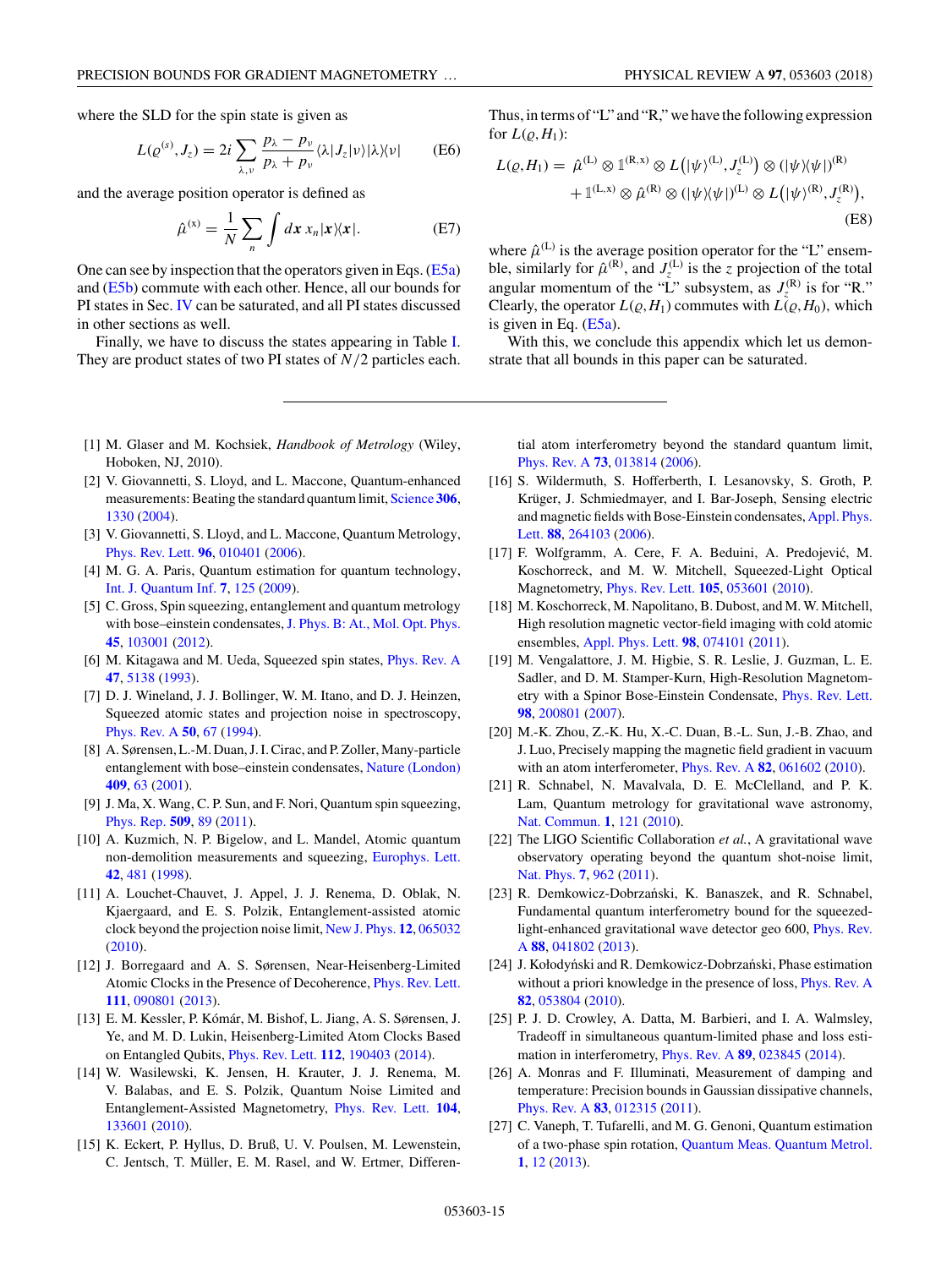where the SLD for the spin state is given as

$$L(\varrho^{(s)}, J_z) = 2i \sum_{\lambda,\nu} \frac{p_\lambda - p_\nu}{p_\lambda + p_\nu} \langle\lambda|J_z|\nu\rangle|\lambda\rangle\langle\nu| \tag{E6}$$

and the average position operator is defined as

$$\hat{\mu}^{(x)} = \frac{1}{N}\sum_n \int d\boldsymbol{x}\, x_n |\boldsymbol{x}\rangle\langle\boldsymbol{x}|. \tag{E7}$$

One can see by inspection that the operators given in Eqs. (E5a) and (E5b) commute with each other. Hence, all our bounds for PI states in Sec. IV can be saturated, and all PI states discussed in other sections as well.

Finally, we have to discuss the states appearing in Table I. They are product states of two PI states of $N/2$ particles each. Thus, in terms of "L" and "R," we have the following expression for $L(\varrho, H_1)$:

$$\begin{aligned} L(\varrho, H_1) = \; & \hat{\mu}^{(\mathrm{L})} \otimes \mathbb{1}^{(\mathrm{R},x)} \otimes L\big(|\psi\rangle^{(\mathrm{L})}, J_z^{(\mathrm{L})}\big) \otimes (|\psi\rangle\langle\psi|)^{(\mathrm{R})} \\ & + \mathbb{1}^{(\mathrm{L},x)} \otimes \hat{\mu}^{(\mathrm{R})} \otimes (|\psi\rangle\langle\psi|)^{(\mathrm{L})} \otimes L\big(|\psi\rangle^{(\mathrm{R})}, J_z^{(\mathrm{R})}\big), \end{aligned} \tag{E8}$$

where $\hat{\mu}^{(\mathrm{L})}$ is the average position operator for the "L" ensemble, similarly for $\hat{\mu}^{(\mathrm{R})}$, and $J_z^{(\mathrm{L})}$ is the $z$ projection of the total angular momentum of the "L" subsystem, as $J_z^{(\mathrm{R})}$ is for "R." Clearly, the operator $L(\varrho, H_1)$ commutes with $L(\varrho, H_0)$, which is given in Eq. (E5a).

With this, we conclude this appendix which let us demonstrate that all bounds in this paper can be saturated.

---

[1] M. Glaser and M. Kochsiek, *Handbook of Metrology* (Wiley, Hoboken, NJ, 2010).

[2] V. Giovannetti, S. Lloyd, and L. Maccone, Quantum-enhanced measurements: Beating the standard quantum limit, Science **306**, 1330 (2004).

[3] V. Giovannetti, S. Lloyd, and L. Maccone, Quantum Metrology, Phys. Rev. Lett. **96**, 010401 (2006).

[4] M. G. A. Paris, Quantum estimation for quantum technology, Int. J. Quantum Inf. **7**, 125 (2009).

[5] C. Gross, Spin squeezing, entanglement and quantum metrology with bose–einstein condensates, J. Phys. B: At., Mol. Opt. Phys. **45**, 103001 (2012).

[6] M. Kitagawa and M. Ueda, Squeezed spin states, Phys. Rev. A **47**, 5138 (1993).

[7] D. J. Wineland, J. J. Bollinger, W. M. Itano, and D. J. Heinzen, Squeezed atomic states and projection noise in spectroscopy, Phys. Rev. A **50**, 67 (1994).

[8] A. Sørensen, L.-M. Duan, J. I. Cirac, and P. Zoller, Many-particle entanglement with bose–einstein condensates, Nature (London) **409**, 63 (2001).

[9] J. Ma, X. Wang, C. P. Sun, and F. Nori, Quantum spin squeezing, Phys. Rep. **509**, 89 (2011).

[10] A. Kuzmich, N. P. Bigelow, and L. Mandel, Atomic quantum non-demolition measurements and squeezing, Europhys. Lett. **42**, 481 (1998).

[11] A. Louchet-Chauvet, J. Appel, J. J. Renema, D. Oblak, N. Kjaergaard, and E. S. Polzik, Entanglement-assisted atomic clock beyond the projection noise limit, New J. Phys. **12**, 065032 (2010).

[12] J. Borregaard and A. S. Sørensen, Near-Heisenberg-Limited Atomic Clocks in the Presence of Decoherence, Phys. Rev. Lett. **111**, 090801 (2013).

[13] E. M. Kessler, P. Kómár, M. Bishof, L. Jiang, A. S. Sørensen, J. Ye, and M. D. Lukin, Heisenberg-Limited Atom Clocks Based on Entangled Qubits, Phys. Rev. Lett. **112**, 190403 (2014).

[14] W. Wasilewski, K. Jensen, H. Krauter, J. J. Renema, M. V. Balabas, and E. S. Polzik, Quantum Noise Limited and Entanglement-Assisted Magnetometry, Phys. Rev. Lett. **104**, 133601 (2010).

[15] K. Eckert, P. Hyllus, D. Bruß, U. V. Poulsen, M. Lewenstein, C. Jentsch, T. Müller, E. M. Rasel, and W. Ertmer, Differential atom interferometry beyond the standard quantum limit, Phys. Rev. A **73**, 013814 (2006).

[16] S. Wildermuth, S. Hofferberth, I. Lesanovsky, S. Groth, P. Krüger, J. Schmiedmayer, and I. Bar-Joseph, Sensing electric and magnetic fields with Bose-Einstein condensates, Appl. Phys. Lett. **88**, 264103 (2006).

[17] F. Wolfgramm, A. Cere, F. A. Beduini, A. Predojević, M. Koschorreck, and M. W. Mitchell, Squeezed-Light Optical Magnetometry, Phys. Rev. Lett. **105**, 053601 (2010).

[18] M. Koschorreck, M. Napolitano, B. Dubost, and M. W. Mitchell, High resolution magnetic vector-field imaging with cold atomic ensembles, Appl. Phys. Lett. **98**, 074101 (2011).

[19] M. Vengalattore, J. M. Higbie, S. R. Leslie, J. Guzman, L. E. Sadler, and D. M. Stamper-Kurn, High-Resolution Magnetometry with a Spinor Bose-Einstein Condensate, Phys. Rev. Lett. **98**, 200801 (2007).

[20] M.-K. Zhou, Z.-K. Hu, X.-C. Duan, B.-L. Sun, J.-B. Zhao, and J. Luo, Precisely mapping the magnetic field gradient in vacuum with an atom interferometer, Phys. Rev. A **82**, 061602 (2010).

[21] R. Schnabel, N. Mavalvala, D. E. McClelland, and P. K. Lam, Quantum metrology for gravitational wave astronomy, Nat. Commun. **1**, 121 (2010).

[22] The LIGO Scientific Collaboration *et al.*, A gravitational wave observatory operating beyond the quantum shot-noise limit, Nat. Phys. **7**, 962 (2011).

[23] R. Demkowicz-Dobrzański, K. Banaszek, and R. Schnabel, Fundamental quantum interferometry bound for the squeezed-light-enhanced gravitational wave detector geo 600, Phys. Rev. A **88**, 041802 (2013).

[24] J. Kołodyński and R. Demkowicz-Dobrzański, Phase estimation without a priori knowledge in the presence of loss, Phys. Rev. A **82**, 053804 (2010).

[25] P. J. D. Crowley, A. Datta, M. Barbieri, and I. A. Walmsley, Tradeoff in simultaneous quantum-limited phase and loss estimation in interferometry, Phys. Rev. A **89**, 023845 (2014).

[26] A. Monras and F. Illuminati, Measurement of damping and temperature: Precision bounds in Gaussian dissipative channels, Phys. Rev. A **83**, 012315 (2011).

[27] C. Vaneph, T. Tufarelli, and M. G. Genoni, Quantum estimation of a two-phase spin rotation, Quantum Meas. Quantum Metrol. **1**, 12 (2013).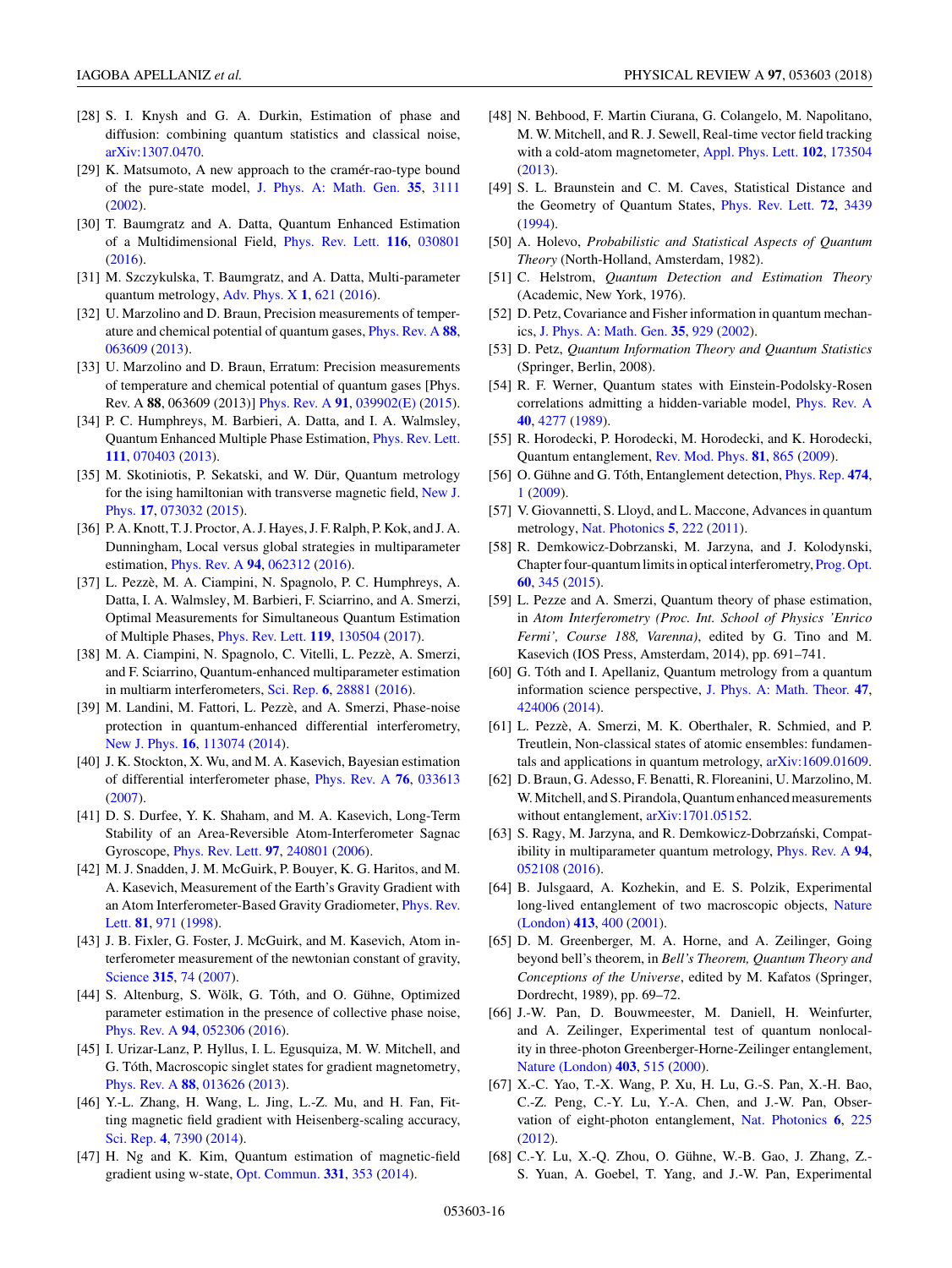[28] S. I. Knysh and G. A. Durkin, Estimation of phase and diffusion: combining quantum statistics and classical noise, arXiv:1307.0470.

[29] K. Matsumoto, A new approach to the cramér-rao-type bound of the pure-state model, J. Phys. A: Math. Gen. **35**, 3111 (2002).

[30] T. Baumgratz and A. Datta, Quantum Enhanced Estimation of a Multidimensional Field, Phys. Rev. Lett. **116**, 030801 (2016).

[31] M. Szczykulska, T. Baumgratz, and A. Datta, Multi-parameter quantum metrology, Adv. Phys. X **1**, 621 (2016).

[32] U. Marzolino and D. Braun, Precision measurements of temperature and chemical potential of quantum gases, Phys. Rev. A **88**, 063609 (2013).

[33] U. Marzolino and D. Braun, Erratum: Precision measurements of temperature and chemical potential of quantum gases [Phys. Rev. A **88**, 063609 (2013)] Phys. Rev. A **91**, 039902(E) (2015).

[34] P. C. Humphreys, M. Barbieri, A. Datta, and I. A. Walmsley, Quantum Enhanced Multiple Phase Estimation, Phys. Rev. Lett. **111**, 070403 (2013).

[35] M. Skotiniotis, P. Sekatski, and W. Dür, Quantum metrology for the ising hamiltonian with transverse magnetic field, New J. Phys. **17**, 073032 (2015).

[36] P. A. Knott, T. J. Proctor, A. J. Hayes, J. F. Ralph, P. Kok, and J. A. Dunningham, Local versus global strategies in multiparameter estimation, Phys. Rev. A **94**, 062312 (2016).

[37] L. Pezzè, M. A. Ciampini, N. Spagnolo, P. C. Humphreys, A. Datta, I. A. Walmsley, M. Barbieri, F. Sciarrino, and A. Smerzi, Optimal Measurements for Simultaneous Quantum Estimation of Multiple Phases, Phys. Rev. Lett. **119**, 130504 (2017).

[38] M. A. Ciampini, N. Spagnolo, C. Vitelli, L. Pezzè, A. Smerzi, and F. Sciarrino, Quantum-enhanced multiparameter estimation in multiarm interferometers, Sci. Rep. **6**, 28881 (2016).

[39] M. Landini, M. Fattori, L. Pezzè, and A. Smerzi, Phase-noise protection in quantum-enhanced differential interferometry, New J. Phys. **16**, 113074 (2014).

[40] J. K. Stockton, X. Wu, and M. A. Kasevich, Bayesian estimation of differential interferometer phase, Phys. Rev. A **76**, 033613 (2007).

[41] D. S. Durfee, Y. K. Shaham, and M. A. Kasevich, Long-Term Stability of an Area-Reversible Atom-Interferometer Sagnac Gyroscope, Phys. Rev. Lett. **97**, 240801 (2006).

[42] M. J. Snadden, J. M. McGuirk, P. Bouyer, K. G. Haritos, and M. A. Kasevich, Measurement of the Earth's Gravity Gradient with an Atom Interferometer-Based Gravity Gradiometer, Phys. Rev. Lett. **81**, 971 (1998).

[43] J. B. Fixler, G. Foster, J. McGuirk, and M. Kasevich, Atom interferometer measurement of the newtonian constant of gravity, Science **315**, 74 (2007).

[44] S. Altenburg, S. Wölk, G. Tóth, and O. Gühne, Optimized parameter estimation in the presence of collective phase noise, Phys. Rev. A **94**, 052306 (2016).

[45] I. Urizar-Lanz, P. Hyllus, I. L. Egusquiza, M. W. Mitchell, and G. Tóth, Macroscopic singlet states for gradient magnetometry, Phys. Rev. A **88**, 013626 (2013).

[46] Y.-L. Zhang, H. Wang, L. Jing, L.-Z. Mu, and H. Fan, Fitting magnetic field gradient with Heisenberg-scaling accuracy, Sci. Rep. **4**, 7390 (2014).

[47] H. Ng and K. Kim, Quantum estimation of magnetic-field gradient using w-state, Opt. Commun. **331**, 353 (2014).

[48] N. Behbood, F. Martin Ciurana, G. Colangelo, M. Napolitano, M. W. Mitchell, and R. J. Sewell, Real-time vector field tracking with a cold-atom magnetometer, Appl. Phys. Lett. **102**, 173504 (2013).

[49] S. L. Braunstein and C. M. Caves, Statistical Distance and the Geometry of Quantum States, Phys. Rev. Lett. **72**, 3439 (1994).

[50] A. Holevo, *Probabilistic and Statistical Aspects of Quantum Theory* (North-Holland, Amsterdam, 1982).

[51] C. Helstrom, *Quantum Detection and Estimation Theory* (Academic, New York, 1976).

[52] D. Petz, Covariance and Fisher information in quantum mechanics, J. Phys. A: Math. Gen. **35**, 929 (2002).

[53] D. Petz, *Quantum Information Theory and Quantum Statistics* (Springer, Berlin, 2008).

[54] R. F. Werner, Quantum states with Einstein-Podolsky-Rosen correlations admitting a hidden-variable model, Phys. Rev. A **40**, 4277 (1989).

[55] R. Horodecki, P. Horodecki, M. Horodecki, and K. Horodecki, Quantum entanglement, Rev. Mod. Phys. **81**, 865 (2009).

[56] O. Gühne and G. Tóth, Entanglement detection, Phys. Rep. **474**, 1 (2009).

[57] V. Giovannetti, S. Lloyd, and L. Maccone, Advances in quantum metrology, Nat. Photonics **5**, 222 (2011).

[58] R. Demkowicz-Dobrzanski, M. Jarzyna, and J. Kolodynski, Chapter four-quantum limits in optical interferometry, Prog. Opt. **60**, 345 (2015).

[59] L. Pezze and A. Smerzi, Quantum theory of phase estimation, in *Atom Interferometry (Proc. Int. School of Physics 'Enrico Fermi', Course 188, Varenna)*, edited by G. Tino and M. Kasevich (IOS Press, Amsterdam, 2014), pp. 691–741.

[60] G. Tóth and I. Apellaniz, Quantum metrology from a quantum information science perspective, J. Phys. A: Math. Theor. **47**, 424006 (2014).

[61] L. Pezzè, A. Smerzi, M. K. Oberthaler, R. Schmied, and P. Treutlein, Non-classical states of atomic ensembles: fundamentals and applications in quantum metrology, arXiv:1609.01609.

[62] D. Braun, G. Adesso, F. Benatti, R. Floreanini, U. Marzolino, M. W. Mitchell, and S. Pirandola, Quantum enhanced measurements without entanglement, arXiv:1701.05152.

[63] S. Ragy, M. Jarzyna, and R. Demkowicz-Dobrzański, Compatibility in multiparameter quantum metrology, Phys. Rev. A **94**, 052108 (2016).

[64] B. Julsgaard, A. Kozhekin, and E. S. Polzik, Experimental long-lived entanglement of two macroscopic objects, Nature (London) **413**, 400 (2001).

[65] D. M. Greenberger, M. A. Horne, and A. Zeilinger, Going beyond bell's theorem, in *Bell's Theorem, Quantum Theory and Conceptions of the Universe*, edited by M. Kafatos (Springer, Dordrecht, 1989), pp. 69–72.

[66] J.-W. Pan, D. Bouwmeester, M. Daniell, H. Weinfurter, and A. Zeilinger, Experimental test of quantum nonlocality in three-photon Greenberger-Horne-Zeilinger entanglement, Nature (London) **403**, 515 (2000).

[67] X.-C. Yao, T.-X. Wang, P. Xu, H. Lu, G.-S. Pan, X.-H. Bao, C.-Z. Peng, C.-Y. Lu, Y.-A. Chen, and J.-W. Pan, Observation of eight-photon entanglement, Nat. Photonics **6**, 225 (2012).

[68] C.-Y. Lu, X.-Q. Zhou, O. Gühne, W.-B. Gao, J. Zhang, Z.-S. Yuan, A. Goebel, T. Yang, and J.-W. Pan, Experimental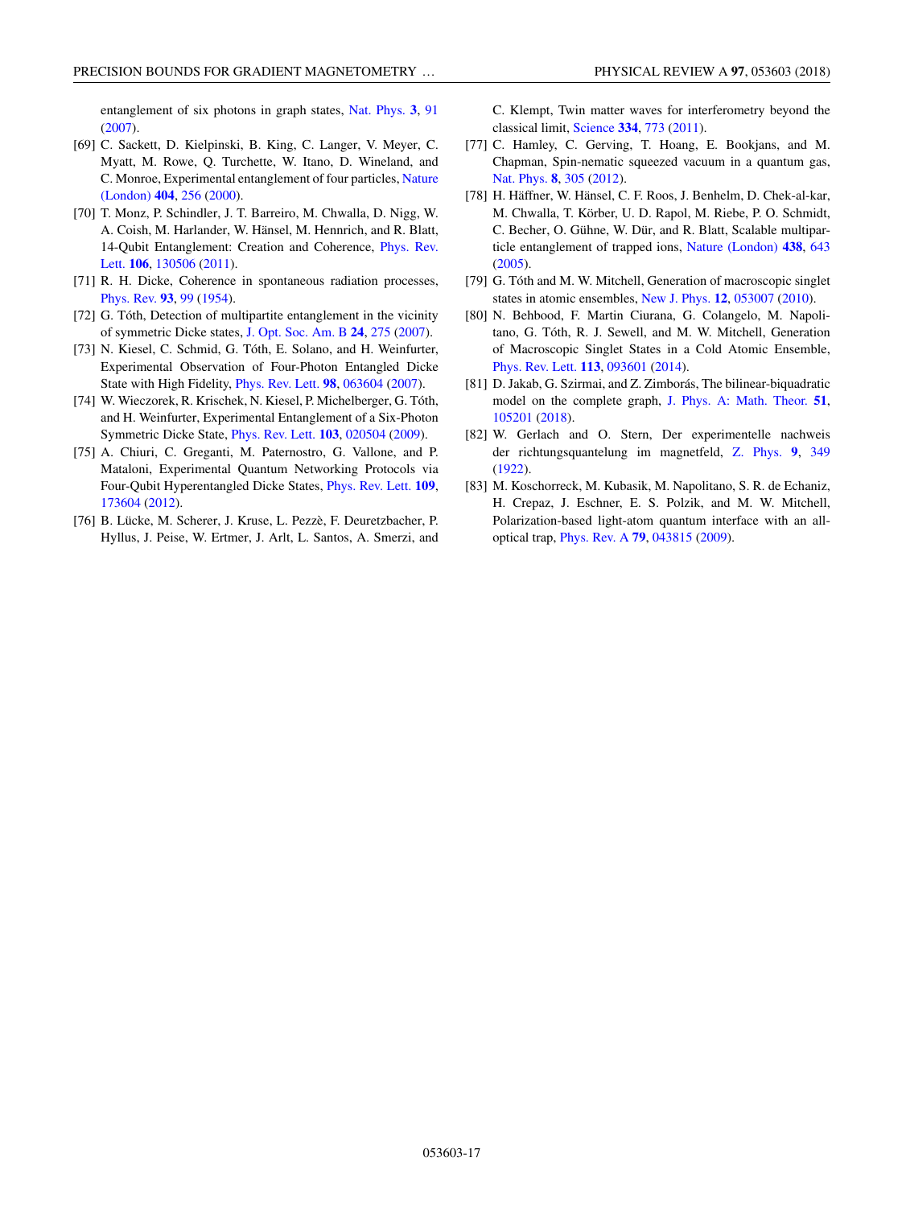entanglement of six photons in graph states, Nat. Phys. **3**, 91 (2007).

[69] C. Sackett, D. Kielpinski, B. King, C. Langer, V. Meyer, C. Myatt, M. Rowe, Q. Turchette, W. Itano, D. Wineland, and C. Monroe, Experimental entanglement of four particles, Nature (London) **404**, 256 (2000).

[70] T. Monz, P. Schindler, J. T. Barreiro, M. Chwalla, D. Nigg, W. A. Coish, M. Harlander, W. Hänsel, M. Hennrich, and R. Blatt, 14-Qubit Entanglement: Creation and Coherence, Phys. Rev. Lett. **106**, 130506 (2011).

[71] R. H. Dicke, Coherence in spontaneous radiation processes, Phys. Rev. **93**, 99 (1954).

[72] G. Tóth, Detection of multipartite entanglement in the vicinity of symmetric Dicke states, J. Opt. Soc. Am. B **24**, 275 (2007).

[73] N. Kiesel, C. Schmid, G. Tóth, E. Solano, and H. Weinfurter, Experimental Observation of Four-Photon Entangled Dicke State with High Fidelity, Phys. Rev. Lett. **98**, 063604 (2007).

[74] W. Wieczorek, R. Krischek, N. Kiesel, P. Michelberger, G. Tóth, and H. Weinfurter, Experimental Entanglement of a Six-Photon Symmetric Dicke State, Phys. Rev. Lett. **103**, 020504 (2009).

[75] A. Chiuri, C. Greganti, M. Paternostro, G. Vallone, and P. Mataloni, Experimental Quantum Networking Protocols via Four-Qubit Hyperentangled Dicke States, Phys. Rev. Lett. **109**, 173604 (2012).

[76] B. Lücke, M. Scherer, J. Kruse, L. Pezzè, F. Deuretzbacher, P. Hyllus, J. Peise, W. Ertmer, J. Arlt, L. Santos, A. Smerzi, and C. Klempt, Twin matter waves for interferometry beyond the classical limit, Science **334**, 773 (2011).

[77] C. Hamley, C. Gerving, T. Hoang, E. Bookjans, and M. Chapman, Spin-nematic squeezed vacuum in a quantum gas, Nat. Phys. **8**, 305 (2012).

[78] H. Häffner, W. Hänsel, C. F. Roos, J. Benhelm, D. Chek-al-kar, M. Chwalla, T. Körber, U. D. Rapol, M. Riebe, P. O. Schmidt, C. Becher, O. Gühne, W. Dür, and R. Blatt, Scalable multiparticle entanglement of trapped ions, Nature (London) **438**, 643 (2005).

[79] G. Tóth and M. W. Mitchell, Generation of macroscopic singlet states in atomic ensembles, New J. Phys. **12**, 053007 (2010).

[80] N. Behbood, F. Martin Ciurana, G. Colangelo, M. Napolitano, G. Tóth, R. J. Sewell, and M. W. Mitchell, Generation of Macroscopic Singlet States in a Cold Atomic Ensemble, Phys. Rev. Lett. **113**, 093601 (2014).

[81] D. Jakab, G. Szirmai, and Z. Zimborás, The bilinear-biquadratic model on the complete graph, J. Phys. A: Math. Theor. **51**, 105201 (2018).

[82] W. Gerlach and O. Stern, Der experimentelle nachweis der richtungsquantelung im magnetfeld, Z. Phys. **9**, 349 (1922).

[83] M. Koschorreck, M. Kubasik, M. Napolitano, S. R. de Echaniz, H. Crepaz, J. Eschner, E. S. Polzik, and M. W. Mitchell, Polarization-based light-atom quantum interface with an all-optical trap, Phys. Rev. A **79**, 043815 (2009).